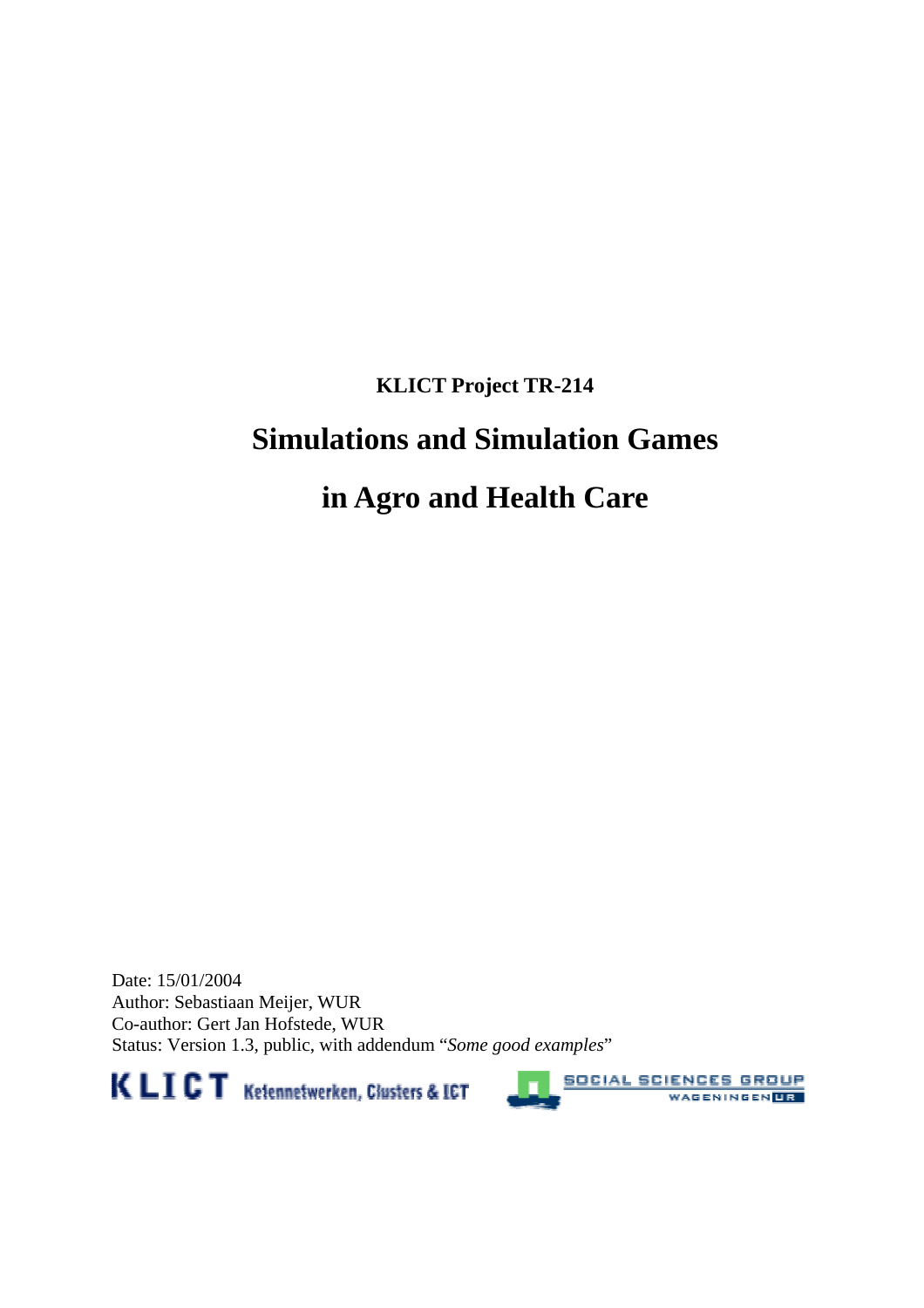**KLICT Project TR-214**

# Simulations and Simulation Games

# in Agro and Health Care

Date: 15/01/2004
Author: Sebastiaan Meijer, WUR
Co-author: Gert Jan Hofstede, WUR
Status: Version 1.3, public, with addendum "*Some good examples*"

KLICT Ketennetwerken, Clusters & ICT

SOCIAL SCIENCES GROUP
WAGENINGEN UR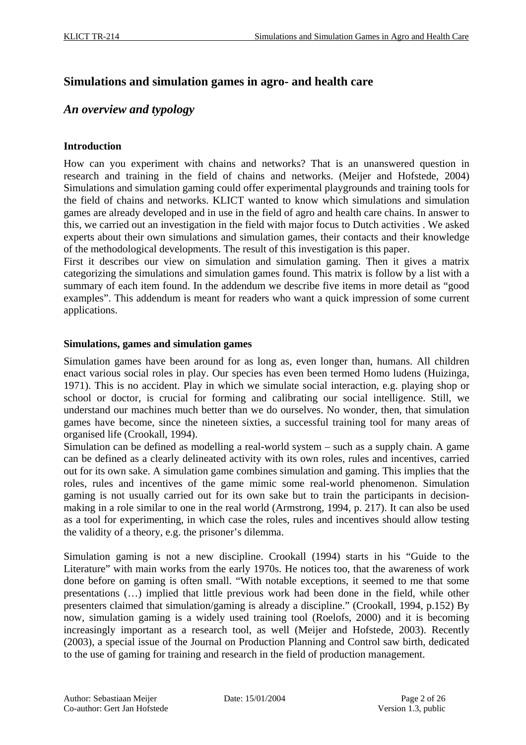# Simulations and simulation games in agro- and health care

## *An overview and typology*

### Introduction

How can you experiment with chains and networks? That is an unanswered question in research and training in the field of chains and networks. (Meijer and Hofstede, 2004) Simulations and simulation gaming could offer experimental playgrounds and training tools for the field of chains and networks. KLICT wanted to know which simulations and simulation games are already developed and in use in the field of agro and health care chains. In answer to this, we carried out an investigation in the field with major focus to Dutch activities . We asked experts about their own simulations and simulation games, their contacts and their knowledge of the methodological developments. The result of this investigation is this paper.
First it describes our view on simulation and simulation gaming. Then it gives a matrix categorizing the simulations and simulation games found. This matrix is follow by a list with a summary of each item found. In the addendum we describe five items in more detail as "good examples". This addendum is meant for readers who want a quick impression of some current applications.

### Simulations, games and simulation games

Simulation games have been around for as long as, even longer than, humans. All children enact various social roles in play. Our species has even been termed Homo ludens (Huizinga, 1971). This is no accident. Play in which we simulate social interaction, e.g. playing shop or school or doctor, is crucial for forming and calibrating our social intelligence. Still, we understand our machines much better than we do ourselves. No wonder, then, that simulation games have become, since the nineteen sixties, a successful training tool for many areas of organised life (Crookall, 1994).
Simulation can be defined as modelling a real-world system – such as a supply chain. A game can be defined as a clearly delineated activity with its own roles, rules and incentives, carried out for its own sake. A simulation game combines simulation and gaming. This implies that the roles, rules and incentives of the game mimic some real-world phenomenon. Simulation gaming is not usually carried out for its own sake but to train the participants in decision-making in a role similar to one in the real world (Armstrong, 1994, p. 217). It can also be used as a tool for experimenting, in which case the roles, rules and incentives should allow testing the validity of a theory, e.g. the prisoner's dilemma.

Simulation gaming is not a new discipline. Crookall (1994) starts in his "Guide to the Literature" with main works from the early 1970s. He notices too, that the awareness of work done before on gaming is often small. "With notable exceptions, it seemed to me that some presentations (…) implied that little previous work had been done in the field, while other presenters claimed that simulation/gaming is already a discipline." (Crookall, 1994, p.152) By now, simulation gaming is a widely used training tool (Roelofs, 2000) and it is becoming increasingly important as a research tool, as well (Meijer and Hofstede, 2003). Recently (2003), a special issue of the Journal on Production Planning and Control saw birth, dedicated to the use of gaming for training and research in the field of production management.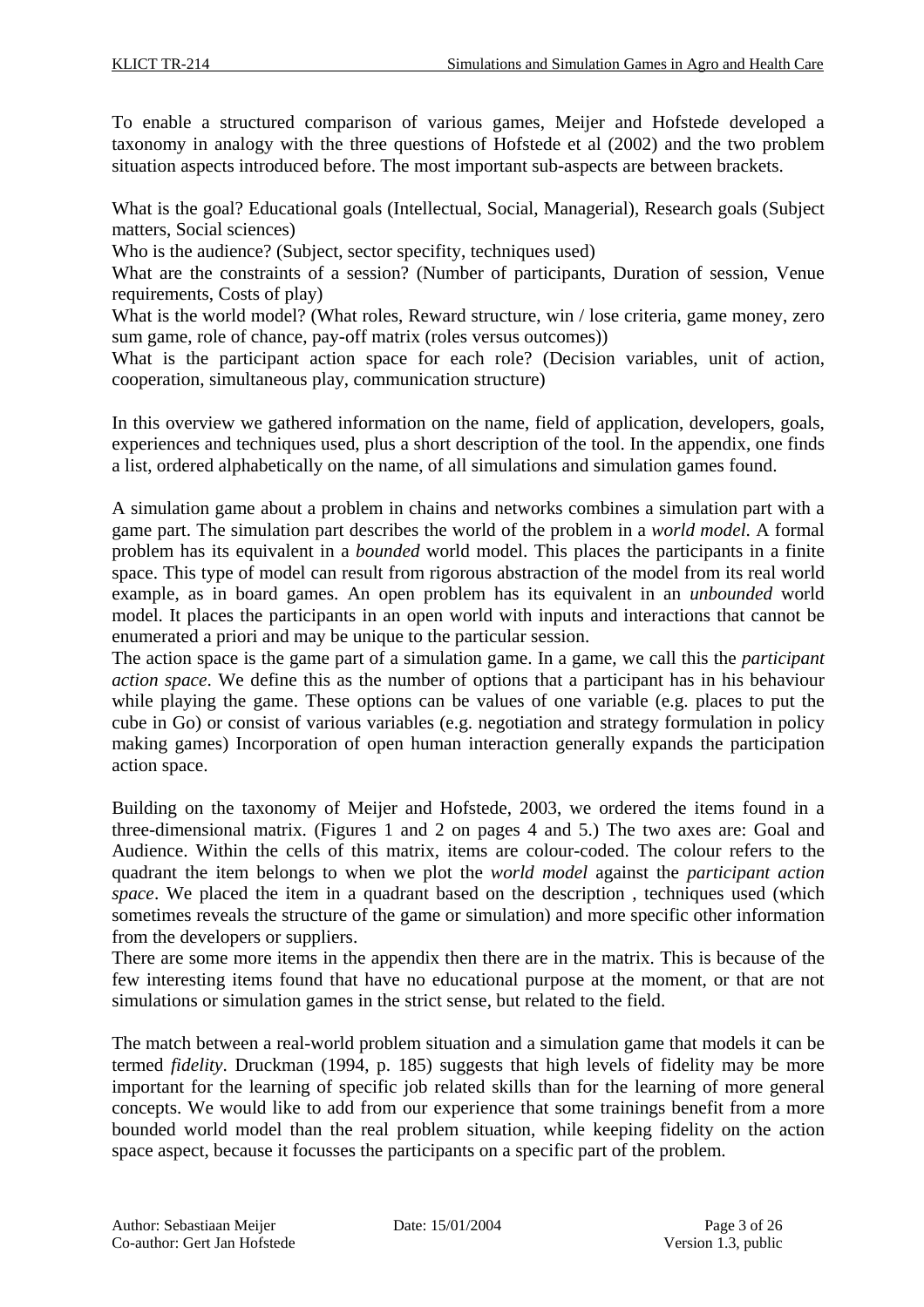To enable a structured comparison of various games, Meijer and Hofstede developed a taxonomy in analogy with the three questions of Hofstede et al (2002) and the two problem situation aspects introduced before. The most important sub-aspects are between brackets.

What is the goal? Educational goals (Intellectual, Social, Managerial), Research goals (Subject matters, Social sciences)
Who is the audience? (Subject, sector specifity, techniques used)
What are the constraints of a session? (Number of participants, Duration of session, Venue requirements, Costs of play)
What is the world model? (What roles, Reward structure, win / lose criteria, game money, zero sum game, role of chance, pay-off matrix (roles versus outcomes))
What is the participant action space for each role? (Decision variables, unit of action, cooperation, simultaneous play, communication structure)

In this overview we gathered information on the name, field of application, developers, goals, experiences and techniques used, plus a short description of the tool. In the appendix, one finds a list, ordered alphabetically on the name, of all simulations and simulation games found.

A simulation game about a problem in chains and networks combines a simulation part with a game part. The simulation part describes the world of the problem in a *world model*. A formal problem has its equivalent in a *bounded* world model. This places the participants in a finite space. This type of model can result from rigorous abstraction of the model from its real world example, as in board games. An open problem has its equivalent in an *unbounded* world model. It places the participants in an open world with inputs and interactions that cannot be enumerated a priori and may be unique to the particular session.
The action space is the game part of a simulation game. In a game, we call this the *participant action space*. We define this as the number of options that a participant has in his behaviour while playing the game. These options can be values of one variable (e.g. places to put the cube in Go) or consist of various variables (e.g. negotiation and strategy formulation in policy making games) Incorporation of open human interaction generally expands the participation action space.

Building on the taxonomy of Meijer and Hofstede, 2003, we ordered the items found in a three-dimensional matrix. (Figures 1 and 2 on pages 4 and 5.) The two axes are: Goal and Audience. Within the cells of this matrix, items are colour-coded. The colour refers to the quadrant the item belongs to when we plot the *world model* against the *participant action space*. We placed the item in a quadrant based on the description , techniques used (which sometimes reveals the structure of the game or simulation) and more specific other information from the developers or suppliers.
There are some more items in the appendix then there are in the matrix. This is because of the few interesting items found that have no educational purpose at the moment, or that are not simulations or simulation games in the strict sense, but related to the field.

The match between a real-world problem situation and a simulation game that models it can be termed *fidelity*. Druckman (1994, p. 185) suggests that high levels of fidelity may be more important for the learning of specific job related skills than for the learning of more general concepts. We would like to add from our experience that some trainings benefit from a more bounded world model than the real problem situation, while keeping fidelity on the action space aspect, because it focusses the participants on a specific part of the problem.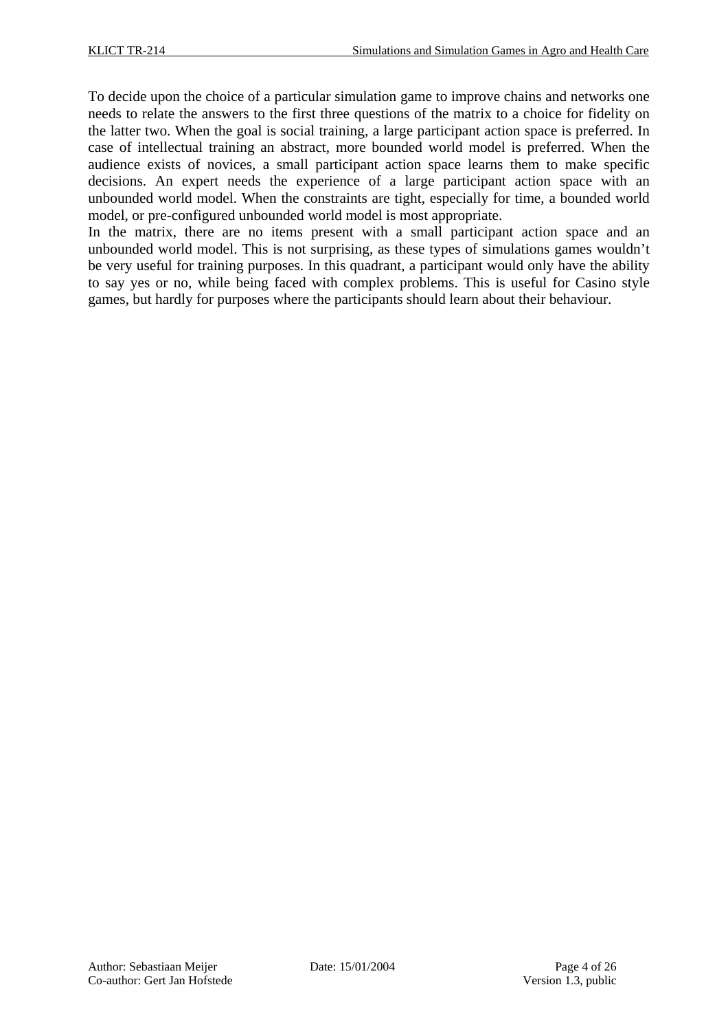To decide upon the choice of a particular simulation game to improve chains and networks one needs to relate the answers to the first three questions of the matrix to a choice for fidelity on the latter two. When the goal is social training, a large participant action space is preferred. In case of intellectual training an abstract, more bounded world model is preferred. When the audience exists of novices, a small participant action space learns them to make specific decisions. An expert needs the experience of a large participant action space with an unbounded world model. When the constraints are tight, especially for time, a bounded world model, or pre-configured unbounded world model is most appropriate.

In the matrix, there are no items present with a small participant action space and an unbounded world model. This is not surprising, as these types of simulations games wouldn't be very useful for training purposes. In this quadrant, a participant would only have the ability to say yes or no, while being faced with complex problems. This is useful for Casino style games, but hardly for purposes where the participants should learn about their behaviour.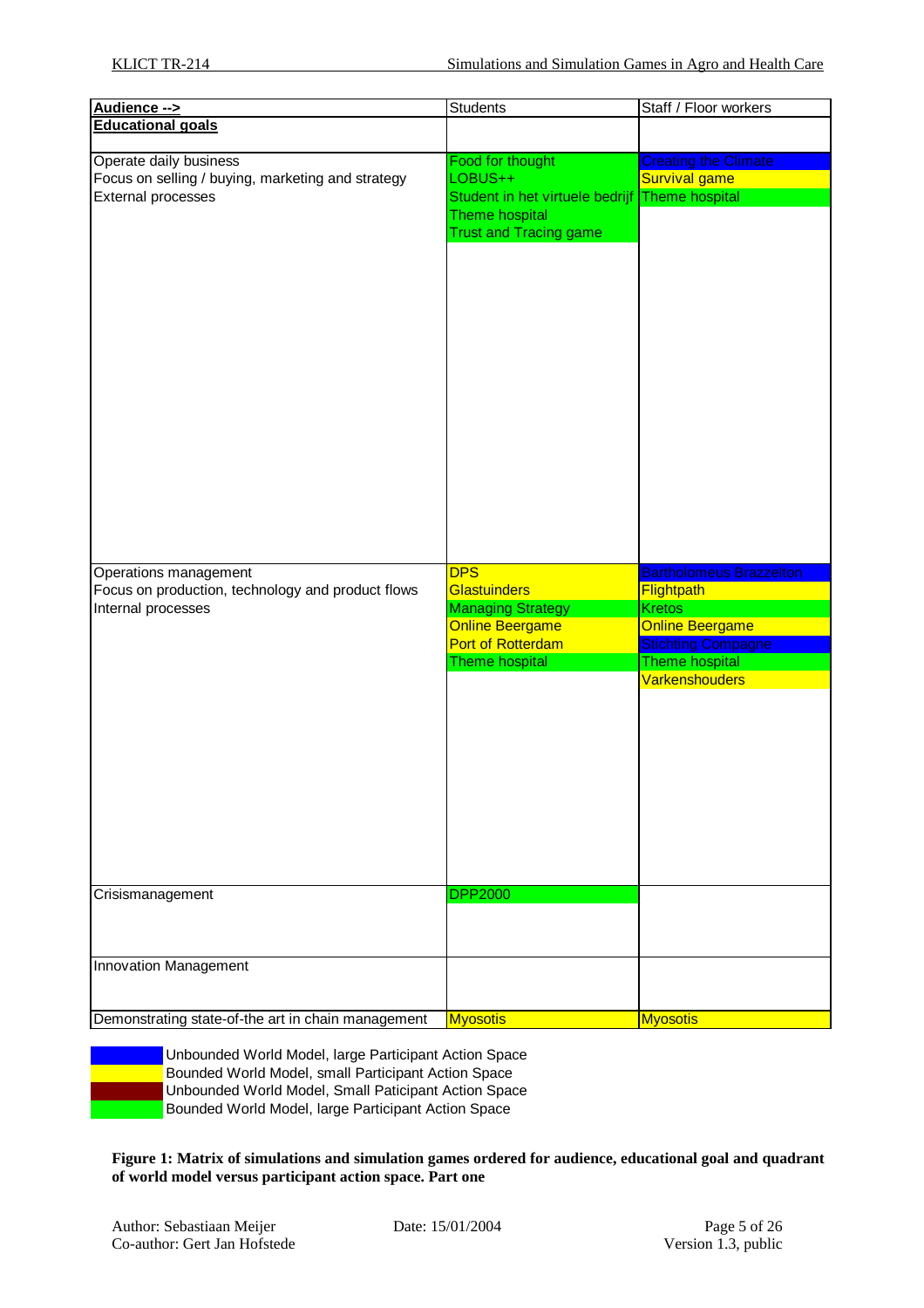| **Audience -->** | Students | Staff / Floor workers |
|---|---|---|
| **Educational goals** | | |
| Operate daily business<br>Focus on selling / buying, marketing and strategy<br>External processes | Food for thought<br>LOBUS++<br>Student in het virtuele bedrijf<br>Theme hospital<br>Trust and Tracing game | Creating the Climate<br>Survival game<br>Theme hospital |
| Operations management<br>Focus on production, technology and product flows<br>Internal processes | DPS<br>Glastuinders<br>Managing Strategy<br>Online Beergame<br>Port of Rotterdam<br>Theme hospital | Bartholomeus Brazzelton<br>Flightpath<br>Kretos<br>Online Beergame<br>Stichting Compagne<br>Theme hospital<br>Varkenshouders |
| Crisismanagement | DPP2000 | |
| Innovation Management | | |
| Demonstrating state-of-the art in chain management | Myosotis | Myosotis |

Legend (colour coding):
- Blue: Unbounded World Model, large Participant Action Space
- Yellow: Bounded World Model, small Participant Action Space
- Dark red: Unbounded World Model, Small Paticipant Action Space
- Green: Bounded World Model, large Participant Action Space

**Figure 1: Matrix of simulations and simulation games ordered for audience, educational goal and quadrant of world model versus participant action space. Part one**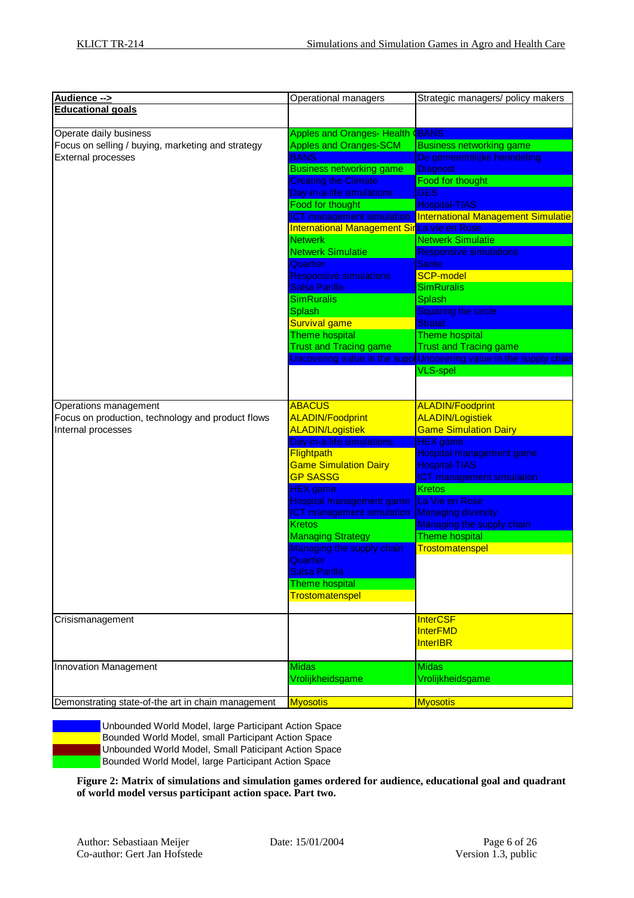| Audience --> | Operational managers | Strategic managers/ policy makers |
|---|---|---|
| **Educational goals** | | |
| Operate daily business<br>Focus on selling / buying, marketing and strategy<br>External processes | Apples and Oranges- Health C<br>Apples and Oranges-SCM<br>BANS<br>Business networking game<br>Creating the Climate<br>Day-in-a-life simulations<br>Food for thought<br>ICT management simulation<br>International Management Sir<br>Netwerk<br>Netwerk Simulatie<br>Quartier<br>Responsive simulations<br>Salsa Parilla<br>SimRuralis<br>Splash<br>Survival game<br>Theme hospital<br>Trust and Tracing game<br>Uncovering value in the suppl | BANS<br>Business networking game<br>De gemeentelijke herindeling<br>Diagnost<br>Food for thought<br>GES<br>Hospital-TIAS<br>International Management Simulatie<br>La Vie en Rose<br>Netwerk Simulatie<br>Responsive simulations<br>Sante<br>SCP-model<br>SimRuralis<br>Splash<br>Squaring the circle<br>Stratal<br>Theme hospital<br>Trust and Tracing game<br>Uncovering value in the supply chain<br>VLS-spel |
| Operations management<br>Focus on production, technology and product flows<br>Internal processes | ABACUS<br>ALADIN/Foodprint<br>ALADIN/Logistiek<br>Day-in-a-life simulations<br>Flightpath<br>Game Simulation Dairy<br>GP SASSG<br>HEX game<br>Hospital management game<br>ICT management simulation<br>Kretos<br>Managing Strategy<br>Managing the supply chain<br>Quartier<br>Salsa Parilla<br>Theme hospital<br>Trostomatenspel | ALADIN/Foodprint<br>ALADIN/Logistiek<br>Game Simulation Dairy<br>HEX game<br>Hospital management game<br>Hospital-TIAS<br>ICT management simulation<br>Kretos<br>La Vie en Rose<br>Managing diversity<br>Managing the supply chain<br>Theme hospital<br>Trostomatenspel |
| Crisismanagement | | InterCSF<br>InterFMD<br>InterIBR |
| Innovation Management | Midas<br>Vrolijkheidsgame | Midas<br>Vrolijkheidsgame |
| Demonstrating state-of-the art in chain management | Myosotis | Myosotis |

Legend:
- Blue: Unbounded World Model, large Participant Action Space
- Yellow: Bounded World Model, small Participant Action Space
- Dark red: Unbounded World Model, Small Paticipant Action Space
- Green: Bounded World Model, large Participant Action Space

**Figure 2: Matrix of simulations and simulation games ordered for audience, educational goal and quadrant of world model versus participant action space. Part two.**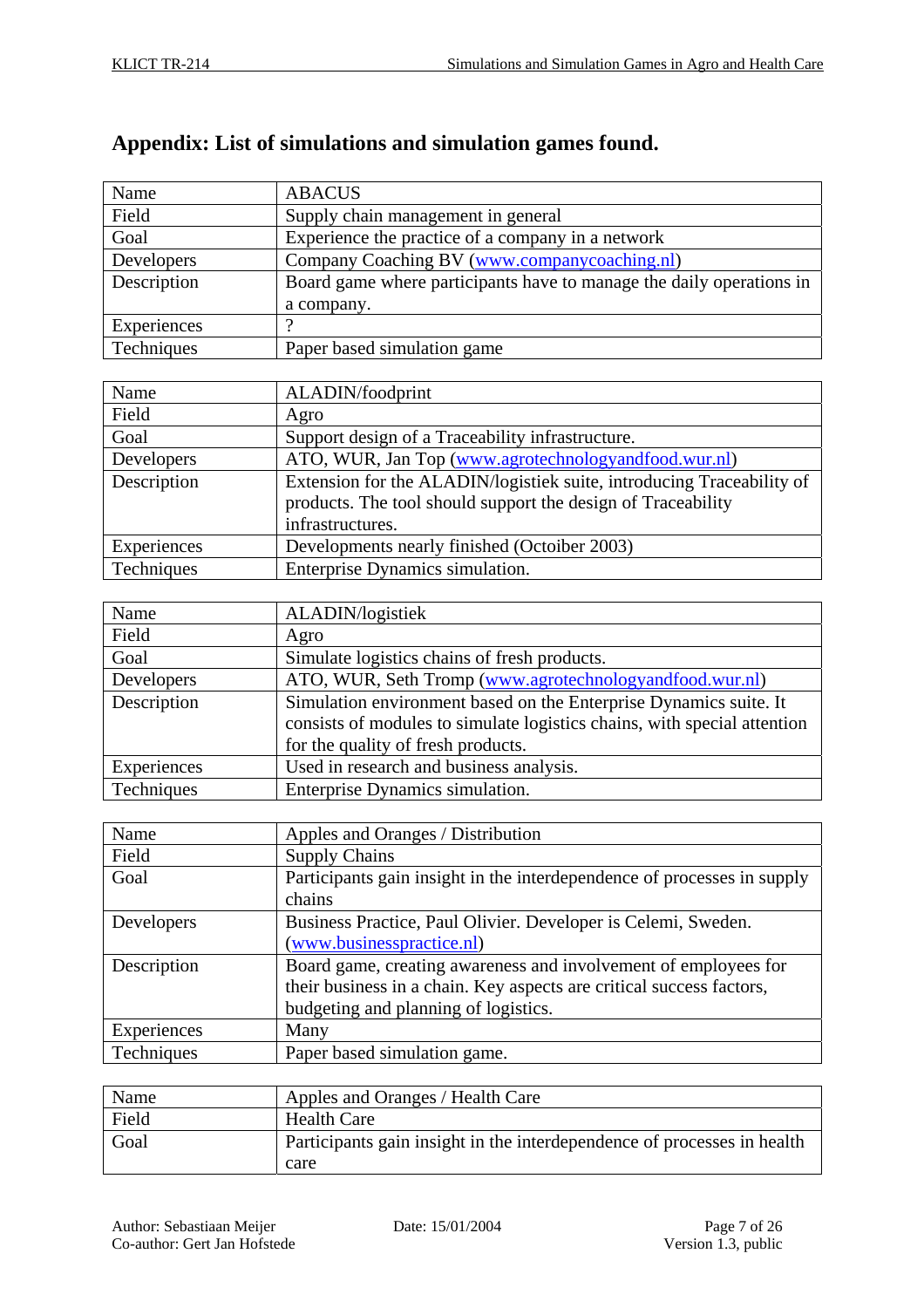## Appendix: List of simulations and simulation games found.

| Name | ABACUS |
|---|---|
| Field | Supply chain management in general |
| Goal | Experience the practice of a company in a network |
| Developers | Company Coaching BV (www.companycoaching.nl) |
| Description | Board game where participants have to manage the daily operations in a company. |
| Experiences | ? |
| Techniques | Paper based simulation game |

| Name | ALADIN/foodprint |
|---|---|
| Field | Agro |
| Goal | Support design of a Traceability infrastructure. |
| Developers | ATO, WUR, Jan Top (www.agrotechnologyandfood.wur.nl) |
| Description | Extension for the ALADIN/logistiek suite, introducing Traceability of products. The tool should support the design of Traceability infrastructures. |
| Experiences | Developments nearly finished (Octoiber 2003) |
| Techniques | Enterprise Dynamics simulation. |

| Name | ALADIN/logistiek |
|---|---|
| Field | Agro |
| Goal | Simulate logistics chains of fresh products. |
| Developers | ATO, WUR, Seth Tromp (www.agrotechnologyandfood.wur.nl) |
| Description | Simulation environment based on the Enterprise Dynamics suite. It consists of modules to simulate logistics chains, with special attention for the quality of fresh products. |
| Experiences | Used in research and business analysis. |
| Techniques | Enterprise Dynamics simulation. |

| Name | Apples and Oranges / Distribution |
|---|---|
| Field | Supply Chains |
| Goal | Participants gain insight in the interdependence of processes in supply chains |
| Developers | Business Practice, Paul Olivier. Developer is Celemi, Sweden. (www.businesspractice.nl) |
| Description | Board game, creating awareness and involvement of employees for their business in a chain. Key aspects are critical success factors, budgeting and planning of logistics. |
| Experiences | Many |
| Techniques | Paper based simulation game. |

| Name | Apples and Oranges / Health Care |
|---|---|
| Field | Health Care |
| Goal | Participants gain insight in the interdependence of processes in health care |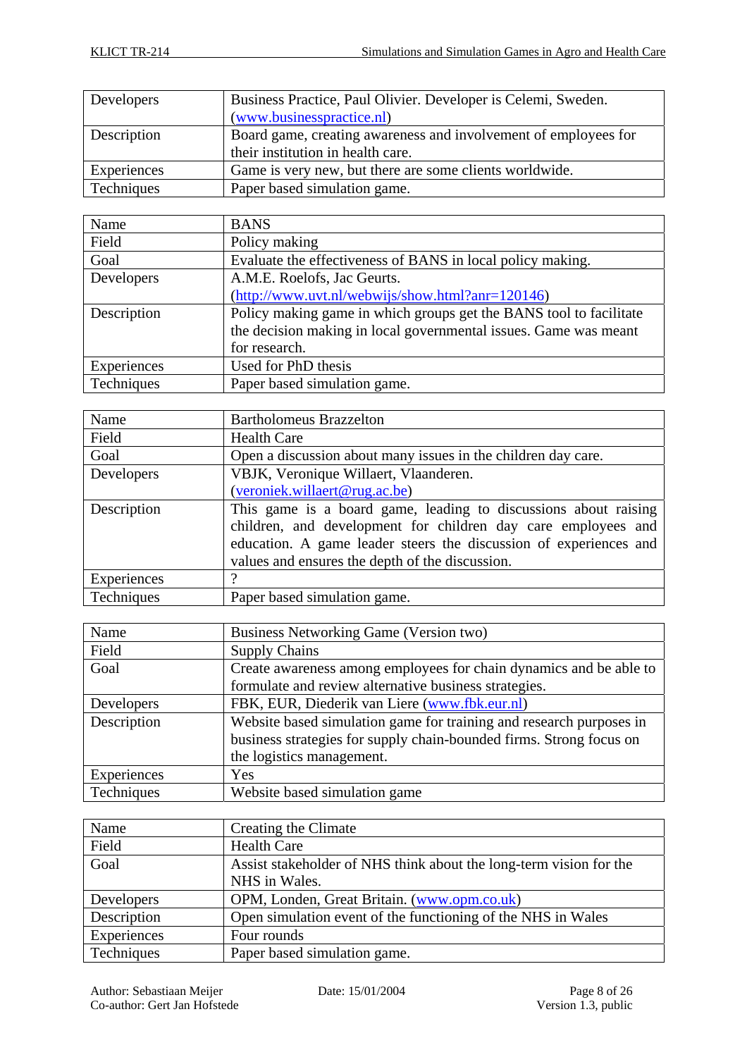| Developers | Business Practice, Paul Olivier. Developer is Celemi, Sweden. (www.businesspractice.nl) |
|---|---|
| Description | Board game, creating awareness and involvement of employees for their institution in health care. |
| Experiences | Game is very new, but there are some clients worldwide. |
| Techniques | Paper based simulation game. |

| Name | BANS |
|---|---|
| Field | Policy making |
| Goal | Evaluate the effectiveness of BANS in local policy making. |
| Developers | A.M.E. Roelofs, Jac Geurts. (http://www.uvt.nl/webwijs/show.html?anr=120146) |
| Description | Policy making game in which groups get the BANS tool to facilitate the decision making in local governmental issues. Game was meant for research. |
| Experiences | Used for PhD thesis |
| Techniques | Paper based simulation game. |

| Name | Bartholomeus Brazzelton |
|---|---|
| Field | Health Care |
| Goal | Open a discussion about many issues in the children day care. |
| Developers | VBJK, Veronique Willaert, Vlaanderen. (veroniek.willaert@rug.ac.be) |
| Description | This game is a board game, leading to discussions about raising children, and development for children day care employees and education. A game leader steers the discussion of experiences and values and ensures the depth of the discussion. |
| Experiences | ? |
| Techniques | Paper based simulation game. |

| Name | Business Networking Game (Version two) |
|---|---|
| Field | Supply Chains |
| Goal | Create awareness among employees for chain dynamics and be able to formulate and review alternative business strategies. |
| Developers | FBK, EUR, Diederik van Liere (www.fbk.eur.nl) |
| Description | Website based simulation game for training and research purposes in business strategies for supply chain-bounded firms. Strong focus on the logistics management. |
| Experiences | Yes |
| Techniques | Website based simulation game |

| Name | Creating the Climate |
|---|---|
| Field | Health Care |
| Goal | Assist stakeholder of NHS think about the long-term vision for the NHS in Wales. |
| Developers | OPM, Londen, Great Britain. (www.opm.co.uk) |
| Description | Open simulation event of the functioning of the NHS in Wales |
| Experiences | Four rounds |
| Techniques | Paper based simulation game. |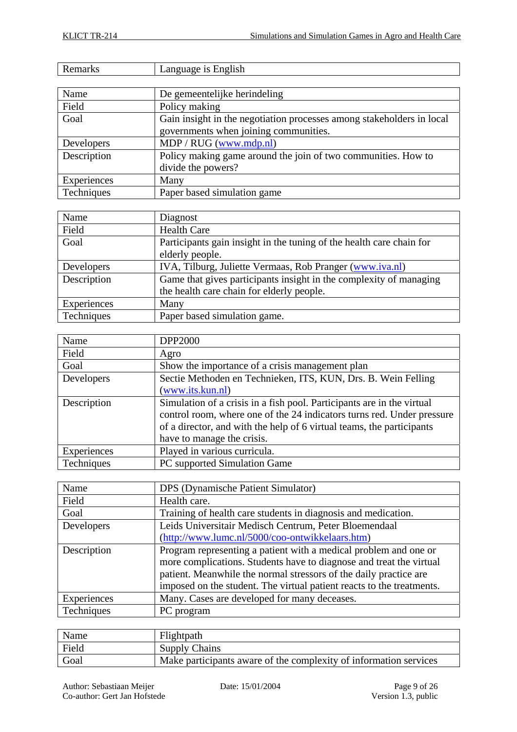| Remarks | Language is English |
|---|---|

| Name | De gemeentelijke herindeling |
|---|---|
| Field | Policy making |
| Goal | Gain insight in the negotiation processes among stakeholders in local governments when joining communities. |
| Developers | MDP / RUG (www.mdp.nl) |
| Description | Policy making game around the join of two communities. How to divide the powers? |
| Experiences | Many |
| Techniques | Paper based simulation game |

| Name | Diagnost |
|---|---|
| Field | Health Care |
| Goal | Participants gain insight in the tuning of the health care chain for elderly people. |
| Developers | IVA, Tilburg, Juliette Vermaas, Rob Pranger (www.iva.nl) |
| Description | Game that gives participants insight in the complexity of managing the health care chain for elderly people. |
| Experiences | Many |
| Techniques | Paper based simulation game. |

| Name | DPP2000 |
|---|---|
| Field | Agro |
| Goal | Show the importance of a crisis management plan |
| Developers | Sectie Methoden en Technieken, ITS, KUN, Drs. B. Wein Felling (www.its.kun.nl) |
| Description | Simulation of a crisis in a fish pool. Participants are in the virtual control room, where one of the 24 indicators turns red. Under pressure of a director, and with the help of 6 virtual teams, the participants have to manage the crisis. |
| Experiences | Played in various curricula. |
| Techniques | PC supported Simulation Game |

| Name | DPS (Dynamische Patient Simulator) |
|---|---|
| Field | Health care. |
| Goal | Training of health care students in diagnosis and medication. |
| Developers | Leids Universitair Medisch Centrum, Peter Bloemendaal (http://www.lumc.nl/5000/coo-ontwikkelaars.htm) |
| Description | Program representing a patient with a medical problem and one or more complications. Students have to diagnose and treat the virtual patient. Meanwhile the normal stressors of the daily practice are imposed on the student. The virtual patient reacts to the treatments. |
| Experiences | Many. Cases are developed for many deceases. |
| Techniques | PC program |

| Name | Flightpath |
|---|---|
| Field | Supply Chains |
| Goal | Make participants aware of the complexity of information services |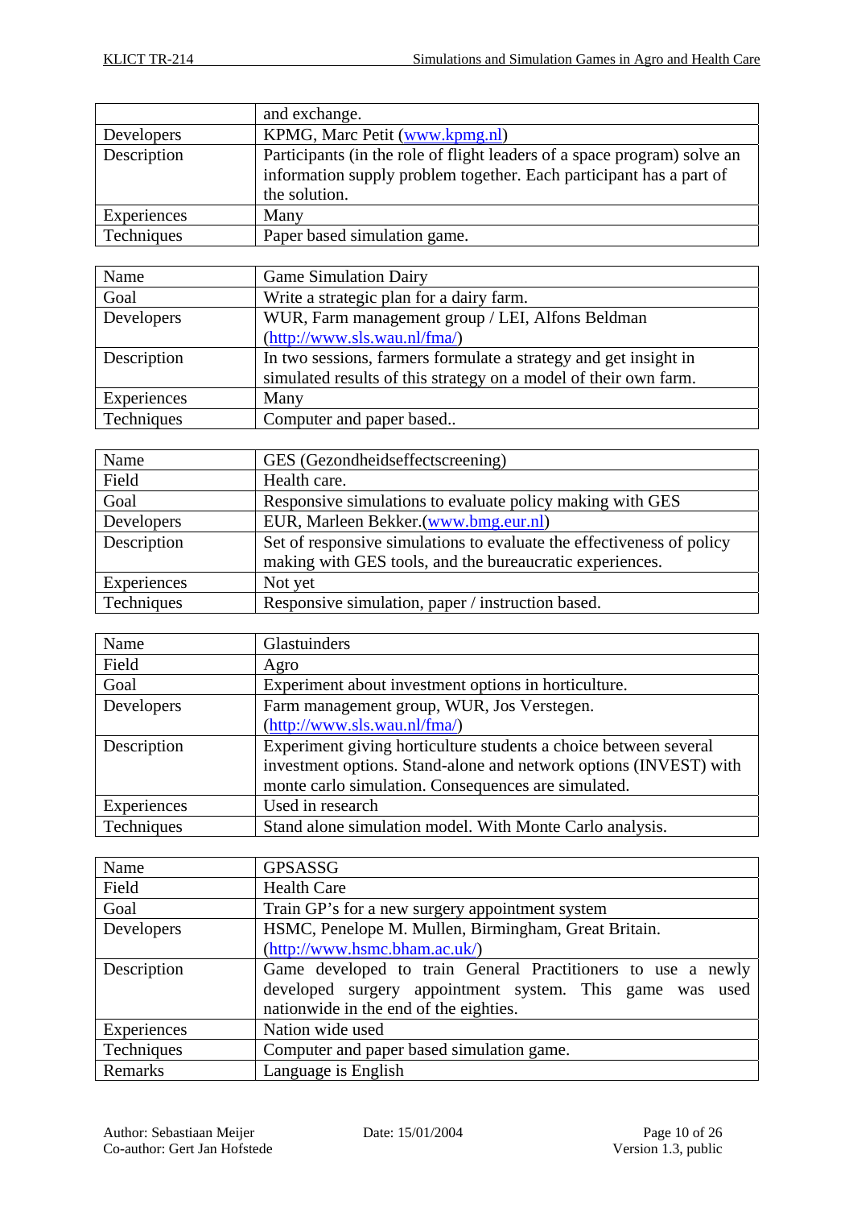|  | and exchange. |
|---|---|
| Developers | KPMG, Marc Petit (www.kpmg.nl) |
| Description | Participants (in the role of flight leaders of a space program) solve an information supply problem together. Each participant has a part of the solution. |
| Experiences | Many |
| Techniques | Paper based simulation game. |

| Name | Game Simulation Dairy |
|---|---|
| Goal | Write a strategic plan for a dairy farm. |
| Developers | WUR, Farm management group / LEI, Alfons Beldman (http://www.sls.wau.nl/fma/) |
| Description | In two sessions, farmers formulate a strategy and get insight in simulated results of this strategy on a model of their own farm. |
| Experiences | Many |
| Techniques | Computer and paper based.. |

| Name | GES (Gezondheidseffectscreening) |
|---|---|
| Field | Health care. |
| Goal | Responsive simulations to evaluate policy making with GES |
| Developers | EUR, Marleen Bekker.(www.bmg.eur.nl) |
| Description | Set of responsive simulations to evaluate the effectiveness of policy making with GES tools, and the bureaucratic experiences. |
| Experiences | Not yet |
| Techniques | Responsive simulation, paper / instruction based. |

| Name | Glastuinders |
|---|---|
| Field | Agro |
| Goal | Experiment about investment options in horticulture. |
| Developers | Farm management group, WUR, Jos Verstegen. (http://www.sls.wau.nl/fma/) |
| Description | Experiment giving horticulture students a choice between several investment options. Stand-alone and network options (INVEST) with monte carlo simulation. Consequences are simulated. |
| Experiences | Used in research |
| Techniques | Stand alone simulation model. With Monte Carlo analysis. |

| Name | GPSASSG |
|---|---|
| Field | Health Care |
| Goal | Train GP's for a new surgery appointment system |
| Developers | HSMC, Penelope M. Mullen, Birmingham, Great Britain. (http://www.hsmc.bham.ac.uk/) |
| Description | Game developed to train General Practitioners to use a newly developed surgery appointment system. This game was used nationwide in the end of the eighties. |
| Experiences | Nation wide used |
| Techniques | Computer and paper based simulation game. |
| Remarks | Language is English |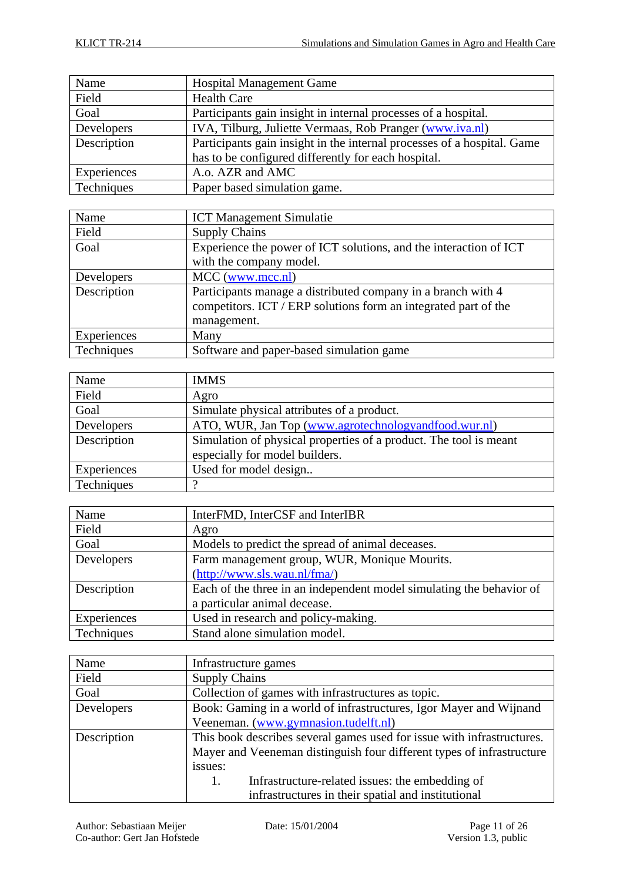| Name | Hospital Management Game |
| --- | --- |
| Field | Health Care |
| Goal | Participants gain insight in internal processes of a hospital. |
| Developers | IVA, Tilburg, Juliette Vermaas, Rob Pranger (www.iva.nl) |
| Description | Participants gain insight in the internal processes of a hospital. Game has to be configured differently for each hospital. |
| Experiences | A.o. AZR and AMC |
| Techniques | Paper based simulation game. |

| Name | ICT Management Simulatie |
| --- | --- |
| Field | Supply Chains |
| Goal | Experience the power of ICT solutions, and the interaction of ICT with the company model. |
| Developers | MCC (www.mcc.nl) |
| Description | Participants manage a distributed company in a branch with 4 competitors. ICT / ERP solutions form an integrated part of the management. |
| Experiences | Many |
| Techniques | Software and paper-based simulation game |

| Name | IMMS |
| --- | --- |
| Field | Agro |
| Goal | Simulate physical attributes of a product. |
| Developers | ATO, WUR, Jan Top (www.agrotechnologyandfood.wur.nl) |
| Description | Simulation of physical properties of a product. The tool is meant especially for model builders. |
| Experiences | Used for model design.. |
| Techniques | ? |

| Name | InterFMD, InterCSF and InterIBR |
| --- | --- |
| Field | Agro |
| Goal | Models to predict the spread of animal deceases. |
| Developers | Farm management group, WUR, Monique Mourits. (http://www.sls.wau.nl/fma/) |
| Description | Each of the three in an independent model simulating the behavior of a particular animal decease. |
| Experiences | Used in research and policy-making. |
| Techniques | Stand alone simulation model. |

| Name | Infrastructure games |
| --- | --- |
| Field | Supply Chains |
| Goal | Collection of games with infrastructures as topic. |
| Developers | Book: Gaming in a world of infrastructures, Igor Mayer and Wijnand Veeneman. (www.gymnasion.tudelft.nl) |
| Description | This book describes several games used for issue with infrastructures. Mayer and Veeneman distinguish four different types of infrastructure issues: 1. Infrastructure-related issues: the embedding of infrastructures in their spatial and institutional |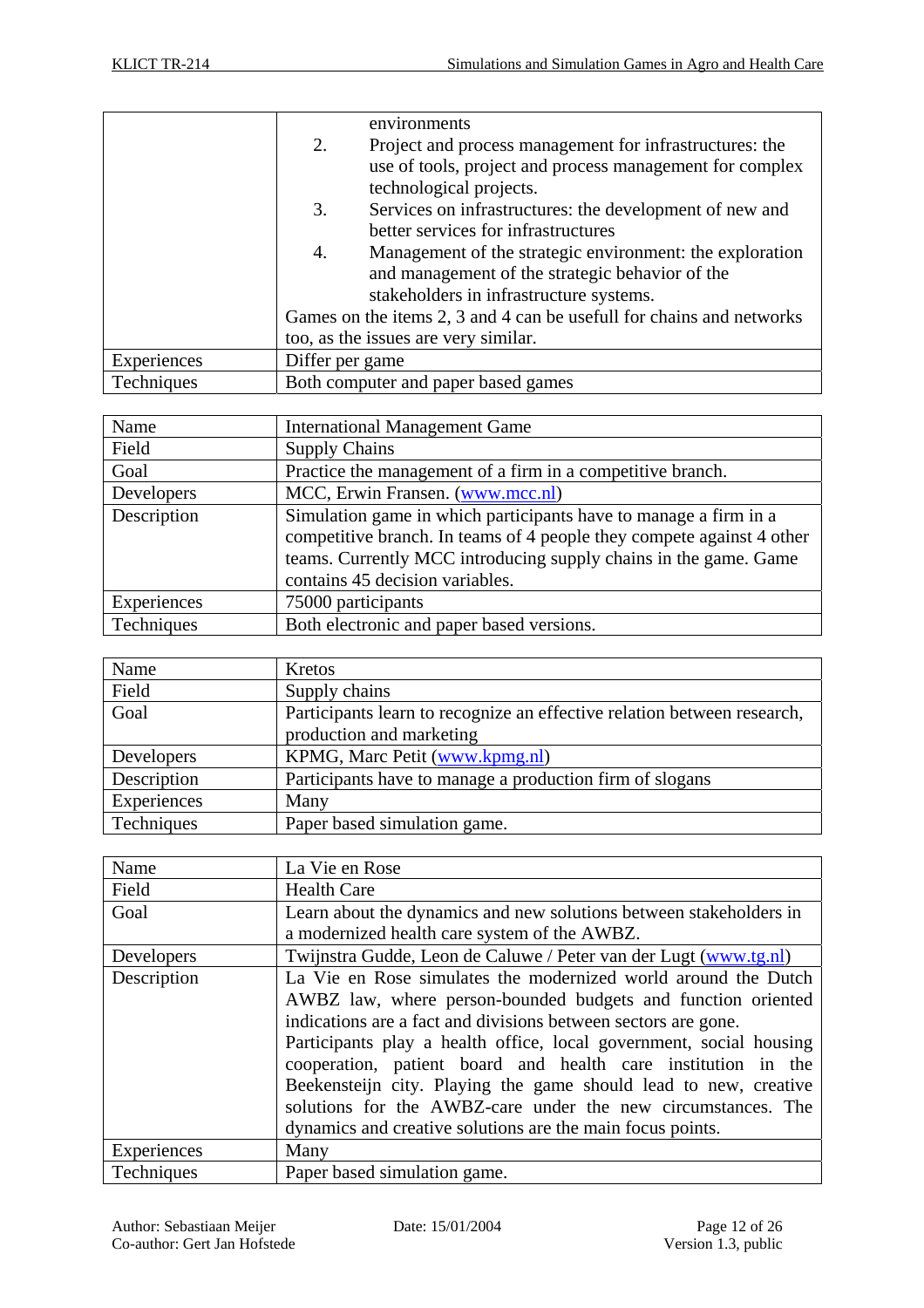| | |
|---|---|
| | environments<br>2. Project and process management for infrastructures: the use of tools, project and process management for complex technological projects.<br>3. Services on infrastructures: the development of new and better services for infrastructures<br>4. Management of the strategic environment: the exploration and management of the strategic behavior of the stakeholders in infrastructure systems.<br>Games on the items 2, 3 and 4 can be usefull for chains and networks too, as the issues are very similar. |
| Experiences | Differ per game |
| Techniques | Both computer and paper based games |

| Name | International Management Game |
|---|---|
| Field | Supply Chains |
| Goal | Practice the management of a firm in a competitive branch. |
| Developers | MCC, Erwin Fransen. (www.mcc.nl) |
| Description | Simulation game in which participants have to manage a firm in a competitive branch. In teams of 4 people they compete against 4 other teams. Currently MCC introducing supply chains in the game. Game contains 45 decision variables. |
| Experiences | 75000 participants |
| Techniques | Both electronic and paper based versions. |

| Name | Kretos |
|---|---|
| Field | Supply chains |
| Goal | Participants learn to recognize an effective relation between research, production and marketing |
| Developers | KPMG, Marc Petit (www.kpmg.nl) |
| Description | Participants have to manage a production firm of slogans |
| Experiences | Many |
| Techniques | Paper based simulation game. |

| Name | La Vie en Rose |
|---|---|
| Field | Health Care |
| Goal | Learn about the dynamics and new solutions between stakeholders in a modernized health care system of the AWBZ. |
| Developers | Twijnstra Gudde, Leon de Caluwe / Peter van der Lugt (www.tg.nl) |
| Description | La Vie en Rose simulates the modernized world around the Dutch AWBZ law, where person-bounded budgets and function oriented indications are a fact and divisions between sectors are gone.<br>Participants play a health office, local government, social housing cooperation, patient board and health care institution in the Beekensteijn city. Playing the game should lead to new, creative solutions for the AWBZ-care under the new circumstances. The dynamics and creative solutions are the main focus points. |
| Experiences | Many |
| Techniques | Paper based simulation game. |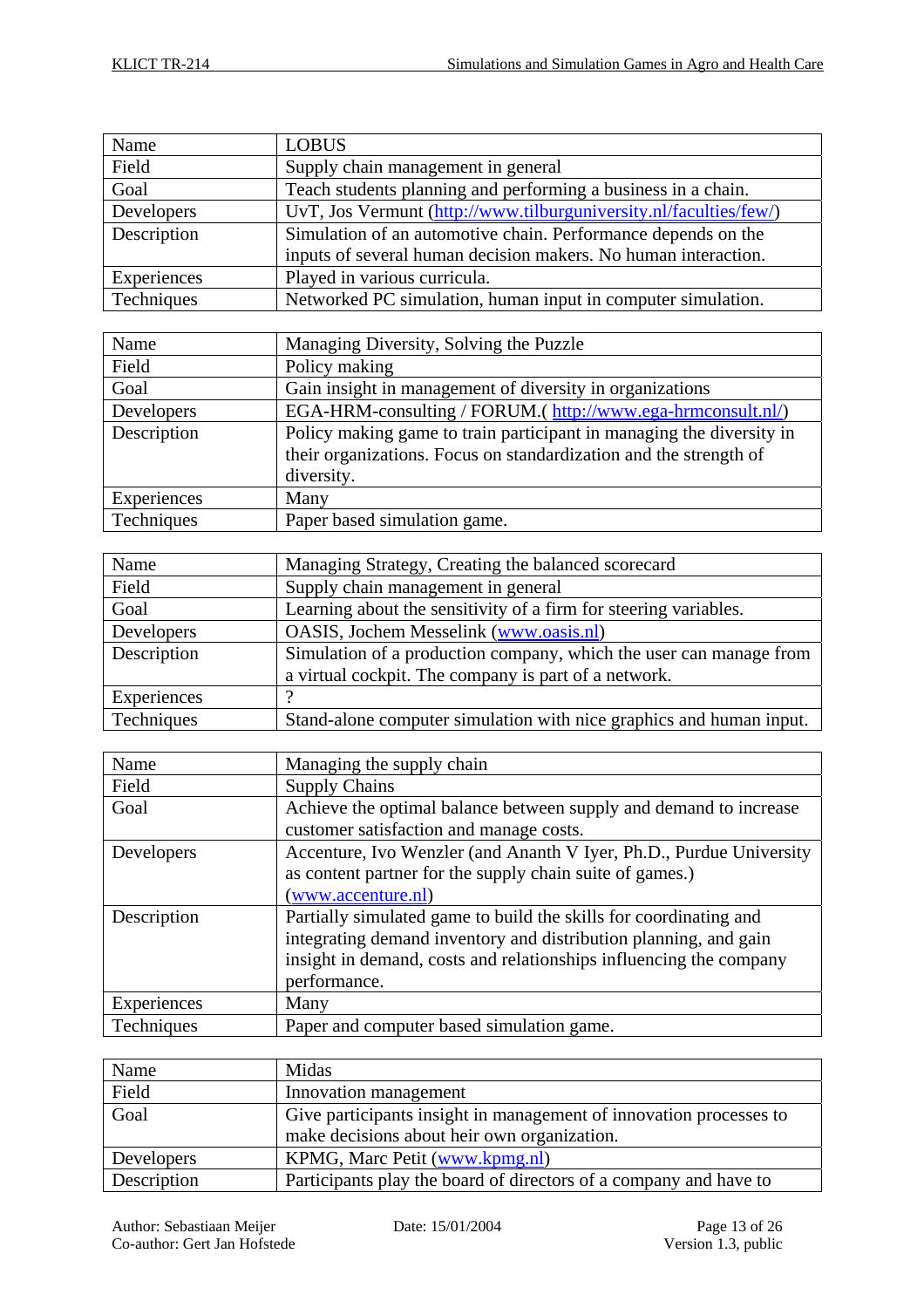| Name | LOBUS |
|---|---|
| Field | Supply chain management in general |
| Goal | Teach students planning and performing a business in a chain. |
| Developers | UvT, Jos Vermunt (http://www.tilburguniversity.nl/faculties/few/) |
| Description | Simulation of an automotive chain. Performance depends on the inputs of several human decision makers. No human interaction. |
| Experiences | Played in various curricula. |
| Techniques | Networked PC simulation, human input in computer simulation. |

| Name | Managing Diversity, Solving the Puzzle |
|---|---|
| Field | Policy making |
| Goal | Gain insight in management of diversity in organizations |
| Developers | EGA-HRM-consulting / FORUM.( http://www.ega-hrmconsult.nl/) |
| Description | Policy making game to train participant in managing the diversity in their organizations. Focus on standardization and the strength of diversity. |
| Experiences | Many |
| Techniques | Paper based simulation game. |

| Name | Managing Strategy, Creating the balanced scorecard |
|---|---|
| Field | Supply chain management in general |
| Goal | Learning about the sensitivity of a firm for steering variables. |
| Developers | OASIS, Jochem Messelink (www.oasis.nl) |
| Description | Simulation of a production company, which the user can manage from a virtual cockpit. The company is part of a network. |
| Experiences | ? |
| Techniques | Stand-alone computer simulation with nice graphics and human input. |

| Name | Managing the supply chain |
|---|---|
| Field | Supply Chains |
| Goal | Achieve the optimal balance between supply and demand to increase customer satisfaction and manage costs. |
| Developers | Accenture, Ivo Wenzler (and Ananth V Iyer, Ph.D., Purdue University as content partner for the supply chain suite of games.) (www.accenture.nl) |
| Description | Partially simulated game to build the skills for coordinating and integrating demand inventory and distribution planning, and gain insight in demand, costs and relationships influencing the company performance. |
| Experiences | Many |
| Techniques | Paper and computer based simulation game. |

| Name | Midas |
|---|---|
| Field | Innovation management |
| Goal | Give participants insight in management of innovation processes to make decisions about heir own organization. |
| Developers | KPMG, Marc Petit (www.kpmg.nl) |
| Description | Participants play the board of directors of a company and have to |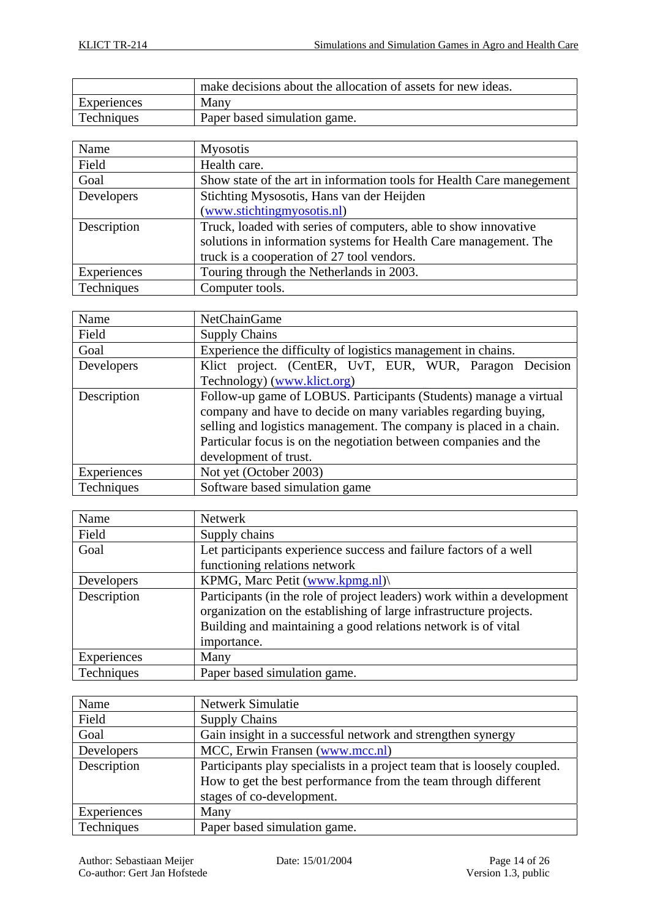| | |
|---|---|
| | make decisions about the allocation of assets for new ideas. |
| Experiences | Many |
| Techniques | Paper based simulation game. |

| Name | Myosotis |
|---|---|
| Field | Health care. |
| Goal | Show state of the art in information tools for Health Care manegement |
| Developers | Stichting Mysosotis, Hans van der Heijden (www.stichtingmyosotis.nl) |
| Description | Truck, loaded with series of computers, able to show innovative solutions in information systems for Health Care management. The truck is a cooperation of 27 tool vendors. |
| Experiences | Touring through the Netherlands in 2003. |
| Techniques | Computer tools. |

| Name | NetChainGame |
|---|---|
| Field | Supply Chains |
| Goal | Experience the difficulty of logistics management in chains. |
| Developers | Klict project. (CentER, UvT, EUR, WUR, Paragon Decision Technology) (www.klict.org) |
| Description | Follow-up game of LOBUS. Participants (Students) manage a virtual company and have to decide on many variables regarding buying, selling and logistics management. The company is placed in a chain. Particular focus is on the negotiation between companies and the development of trust. |
| Experiences | Not yet (October 2003) |
| Techniques | Software based simulation game |

| Name | Netwerk |
|---|---|
| Field | Supply chains |
| Goal | Let participants experience success and failure factors of a well functioning relations network |
| Developers | KPMG, Marc Petit (www.kpmg.nl)\ |
| Description | Participants (in the role of project leaders) work within a development organization on the establishing of large infrastructure projects. Building and maintaining a good relations network is of vital importance. |
| Experiences | Many |
| Techniques | Paper based simulation game. |

| Name | Netwerk Simulatie |
|---|---|
| Field | Supply Chains |
| Goal | Gain insight in a successful network and strengthen synergy |
| Developers | MCC, Erwin Fransen (www.mcc.nl) |
| Description | Participants play specialists in a project team that is loosely coupled. How to get the best performance from the team through different stages of co-development. |
| Experiences | Many |
| Techniques | Paper based simulation game. |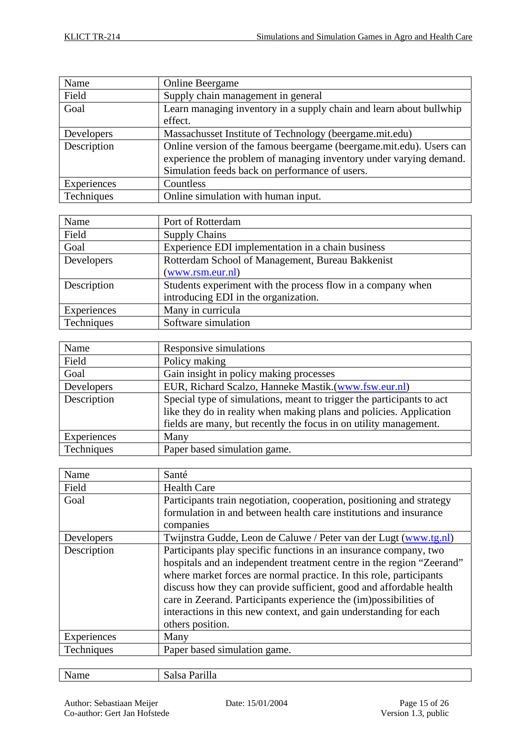| Name | Online Beergame |
|---|---|
| Field | Supply chain management in general |
| Goal | Learn managing inventory in a supply chain and learn about bullwhip effect. |
| Developers | Massachusset Institute of Technology (beergame.mit.edu) |
| Description | Online version of the famous beergame (beergame.mit.edu). Users can experience the problem of managing inventory under varying demand. Simulation feeds back on performance of users. |
| Experiences | Countless |
| Techniques | Online simulation with human input. |

| Name | Port of Rotterdam |
|---|---|
| Field | Supply Chains |
| Goal | Experience EDI implementation in a chain business |
| Developers | Rotterdam School of Management, Bureau Bakkenist (www.rsm.eur.nl) |
| Description | Students experiment with the process flow in a company when introducing EDI in the organization. |
| Experiences | Many in curricula |
| Techniques | Software simulation |

| Name | Responsive simulations |
|---|---|
| Field | Policy making |
| Goal | Gain insight in policy making processes |
| Developers | EUR, Richard Scalzo, Hanneke Mastik.(www.fsw.eur.nl) |
| Description | Special type of simulations, meant to trigger the participants to act like they do in reality when making plans and policies. Application fields are many, but recently the focus in on utility management. |
| Experiences | Many |
| Techniques | Paper based simulation game. |

| Name | Santé |
|---|---|
| Field | Health Care |
| Goal | Participants train negotiation, cooperation, positioning and strategy formulation in and between health care institutions and insurance companies |
| Developers | Twijnstra Gudde, Leon de Caluwe / Peter van der Lugt (www.tg.nl) |
| Description | Participants play specific functions in an insurance company, two hospitals and an independent treatment centre in the region "Zeerand" where market forces are normal practice. In this role, participants discuss how they can provide sufficient, good and affordable health care in Zeerand. Participants experience the (im)possibilities of interactions in this new context, and gain understanding for each others position. |
| Experiences | Many |
| Techniques | Paper based simulation game. |

| Name | Salsa Parilla |
|---|---|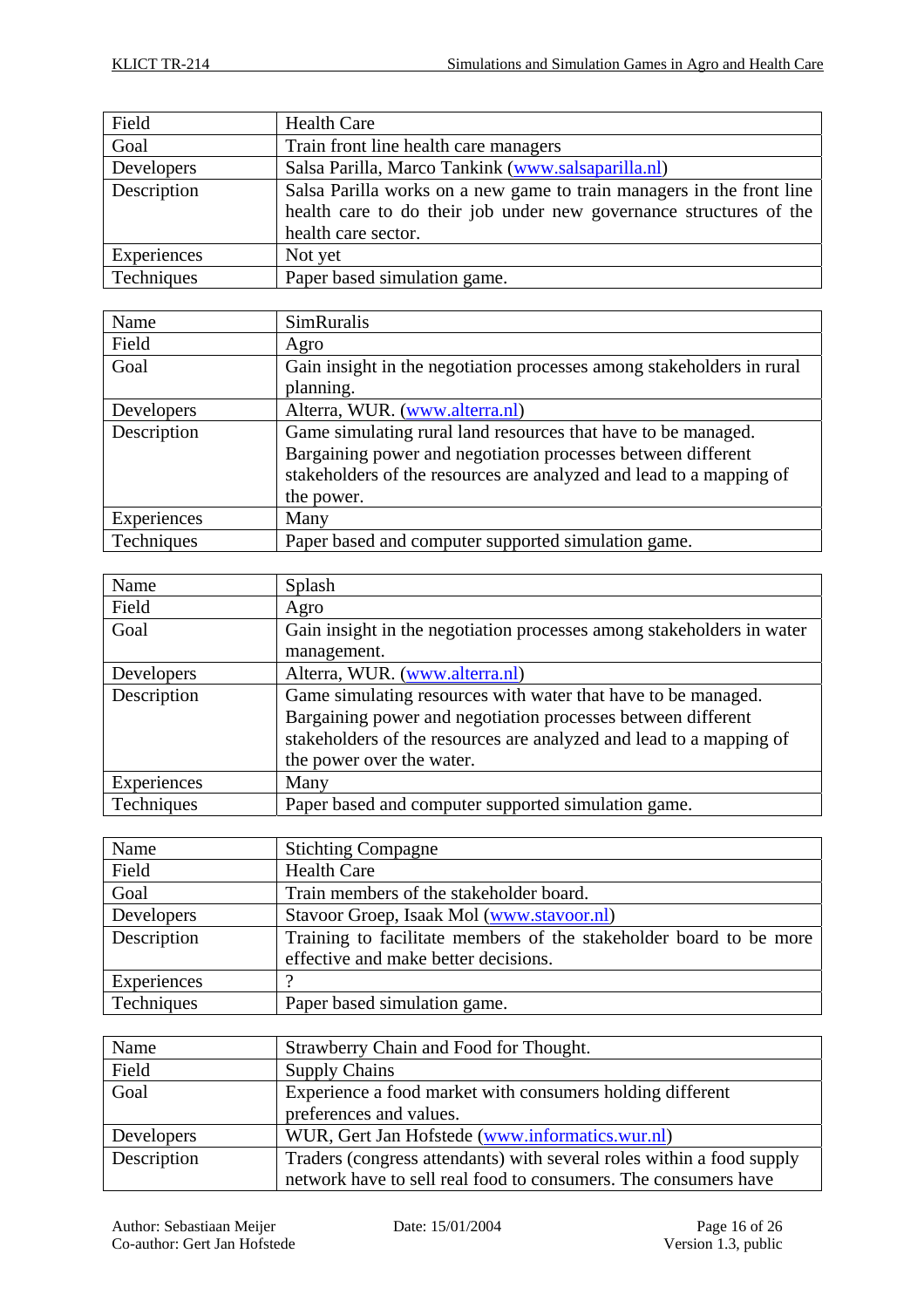| Field | Health Care |
|---|---|
| Goal | Train front line health care managers |
| Developers | Salsa Parilla, Marco Tankink (www.salsaparilla.nl) |
| Description | Salsa Parilla works on a new game to train managers in the front line health care to do their job under new governance structures of the health care sector. |
| Experiences | Not yet |
| Techniques | Paper based simulation game. |

| Name | SimRuralis |
|---|---|
| Field | Agro |
| Goal | Gain insight in the negotiation processes among stakeholders in rural planning. |
| Developers | Alterra, WUR. (www.alterra.nl) |
| Description | Game simulating rural land resources that have to be managed. Bargaining power and negotiation processes between different stakeholders of the resources are analyzed and lead to a mapping of the power. |
| Experiences | Many |
| Techniques | Paper based and computer supported simulation game. |

| Name | Splash |
|---|---|
| Field | Agro |
| Goal | Gain insight in the negotiation processes among stakeholders in water management. |
| Developers | Alterra, WUR. (www.alterra.nl) |
| Description | Game simulating resources with water that have to be managed. Bargaining power and negotiation processes between different stakeholders of the resources are analyzed and lead to a mapping of the power over the water. |
| Experiences | Many |
| Techniques | Paper based and computer supported simulation game. |

| Name | Stichting Compagne |
|---|---|
| Field | Health Care |
| Goal | Train members of the stakeholder board. |
| Developers | Stavoor Groep, Isaak Mol (www.stavoor.nl) |
| Description | Training to facilitate members of the stakeholder board to be more effective and make better decisions. |
| Experiences | ? |
| Techniques | Paper based simulation game. |

| Name | Strawberry Chain and Food for Thought. |
|---|---|
| Field | Supply Chains |
| Goal | Experience a food market with consumers holding different preferences and values. |
| Developers | WUR, Gert Jan Hofstede (www.informatics.wur.nl) |
| Description | Traders (congress attendants) with several roles within a food supply network have to sell real food to consumers. The consumers have |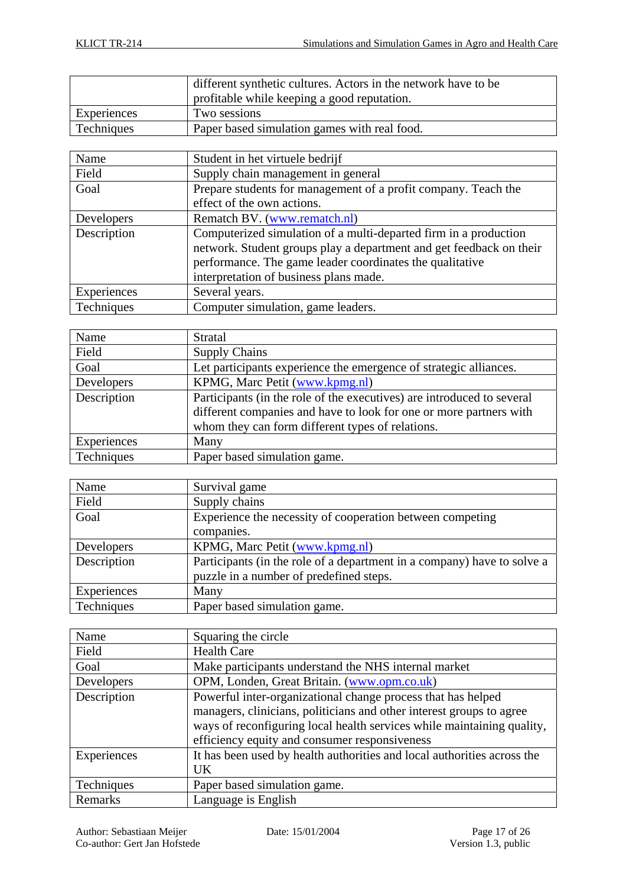| | |
|---|---|
| | different synthetic cultures. Actors in the network have to be profitable while keeping a good reputation. |
| Experiences | Two sessions |
| Techniques | Paper based simulation games with real food. |

| | |
|---|---|
| Name | Student in het virtuele bedrijf |
| Field | Supply chain management in general |
| Goal | Prepare students for management of a profit company. Teach the effect of the own actions. |
| Developers | Rematch BV. (www.rematch.nl) |
| Description | Computerized simulation of a multi-departed firm in a production network. Student groups play a department and get feedback on their performance. The game leader coordinates the qualitative interpretation of business plans made. |
| Experiences | Several years. |
| Techniques | Computer simulation, game leaders. |

| | |
|---|---|
| Name | Stratal |
| Field | Supply Chains |
| Goal | Let participants experience the emergence of strategic alliances. |
| Developers | KPMG, Marc Petit (www.kpmg.nl) |
| Description | Participants (in the role of the executives) are introduced to several different companies and have to look for one or more partners with whom they can form different types of relations. |
| Experiences | Many |
| Techniques | Paper based simulation game. |

| | |
|---|---|
| Name | Survival game |
| Field | Supply chains |
| Goal | Experience the necessity of cooperation between competing companies. |
| Developers | KPMG, Marc Petit (www.kpmg.nl) |
| Description | Participants (in the role of a department in a company) have to solve a puzzle in a number of predefined steps. |
| Experiences | Many |
| Techniques | Paper based simulation game. |

| | |
|---|---|
| Name | Squaring the circle |
| Field | Health Care |
| Goal | Make participants understand the NHS internal market |
| Developers | OPM, Londen, Great Britain. (www.opm.co.uk) |
| Description | Powerful inter-organizational change process that has helped managers, clinicians, politicians and other interest groups to agree ways of reconfiguring local health services while maintaining quality, efficiency equity and consumer responsiveness |
| Experiences | It has been used by health authorities and local authorities across the UK |
| Techniques | Paper based simulation game. |
| Remarks | Language is English |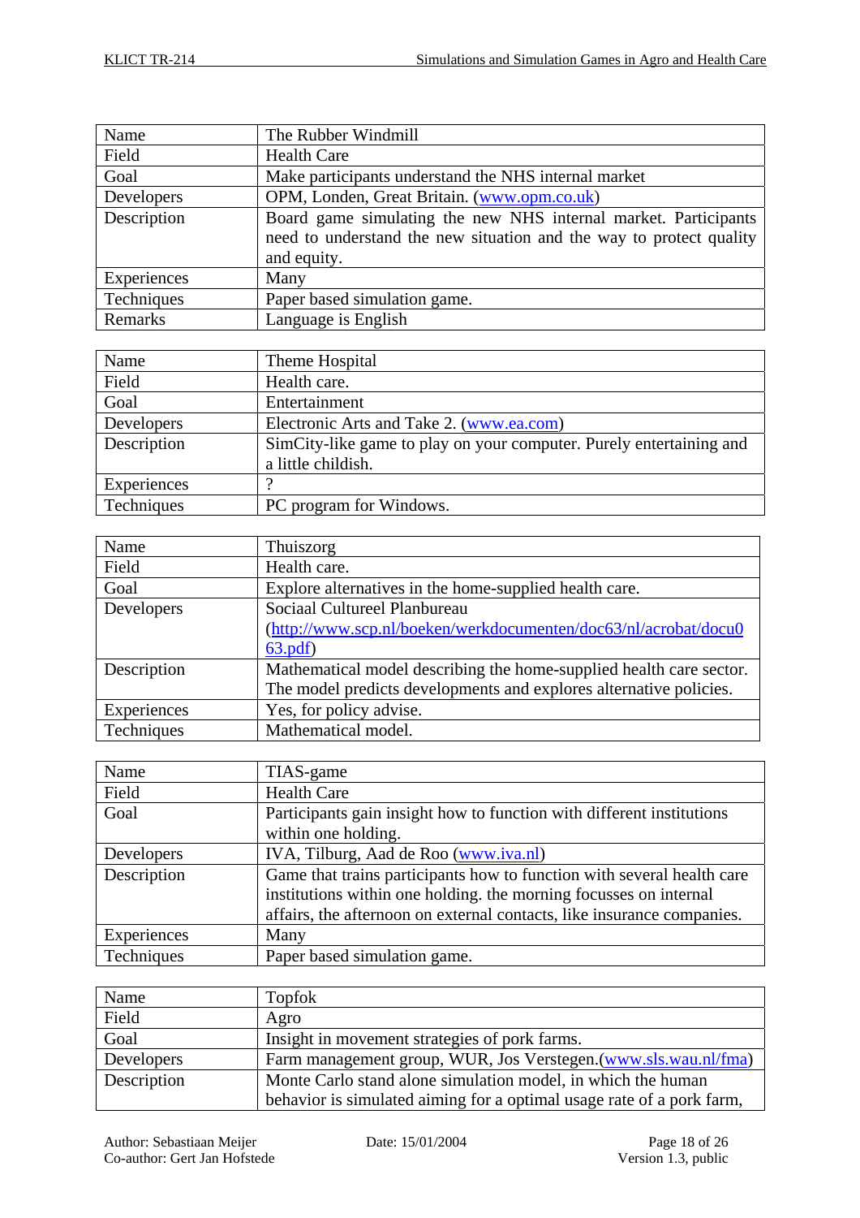| Name | The Rubber Windmill |
|---|---|
| Field | Health Care |
| Goal | Make participants understand the NHS internal market |
| Developers | OPM, Londen, Great Britain. (www.opm.co.uk) |
| Description | Board game simulating the new NHS internal market. Participants need to understand the new situation and the way to protect quality and equity. |
| Experiences | Many |
| Techniques | Paper based simulation game. |
| Remarks | Language is English |

| Name | Theme Hospital |
|---|---|
| Field | Health care. |
| Goal | Entertainment |
| Developers | Electronic Arts and Take 2. (www.ea.com) |
| Description | SimCity-like game to play on your computer. Purely entertaining and a little childish. |
| Experiences | ? |
| Techniques | PC program for Windows. |

| Name | Thuiszorg |
|---|---|
| Field | Health care. |
| Goal | Explore alternatives in the home-supplied health care. |
| Developers | Sociaal Cultureel Planbureau (http://www.scp.nl/boeken/werkdocumenten/doc63/nl/acrobat/docu063.pdf) |
| Description | Mathematical model describing the home-supplied health care sector. The model predicts developments and explores alternative policies. |
| Experiences | Yes, for policy advise. |
| Techniques | Mathematical model. |

| Name | TIAS-game |
|---|---|
| Field | Health Care |
| Goal | Participants gain insight how to function with different institutions within one holding. |
| Developers | IVA, Tilburg, Aad de Roo (www.iva.nl) |
| Description | Game that trains participants how to function with several health care institutions within one holding. the morning focusses on internal affairs, the afternoon on external contacts, like insurance companies. |
| Experiences | Many |
| Techniques | Paper based simulation game. |

| Name | Topfok |
|---|---|
| Field | Agro |
| Goal | Insight in movement strategies of pork farms. |
| Developers | Farm management group, WUR, Jos Verstegen.(www.sls.wau.nl/fma) |
| Description | Monte Carlo stand alone simulation model, in which the human behavior is simulated aiming for a optimal usage rate of a pork farm, |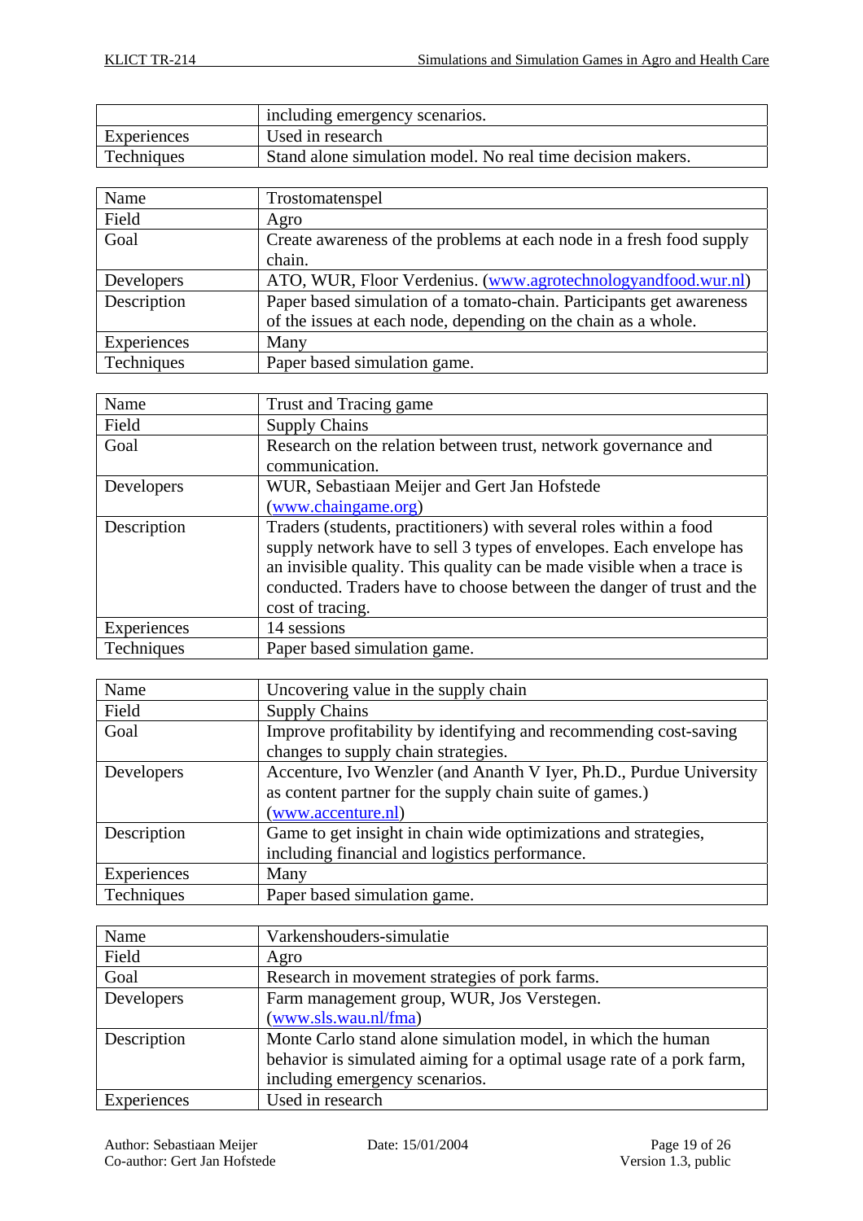| | |
|---|---|
| | including emergency scenarios. |
| Experiences | Used in research |
| Techniques | Stand alone simulation model. No real time decision makers. |

| | |
|---|---|
| Name | Trostomatenspel |
| Field | Agro |
| Goal | Create awareness of the problems at each node in a fresh food supply chain. |
| Developers | ATO, WUR, Floor Verdenius. (www.agrotechnologyandfood.wur.nl) |
| Description | Paper based simulation of a tomato-chain. Participants get awareness of the issues at each node, depending on the chain as a whole. |
| Experiences | Many |
| Techniques | Paper based simulation game. |

| | |
|---|---|
| Name | Trust and Tracing game |
| Field | Supply Chains |
| Goal | Research on the relation between trust, network governance and communication. |
| Developers | WUR, Sebastiaan Meijer and Gert Jan Hofstede (www.chaingame.org) |
| Description | Traders (students, practitioners) with several roles within a food supply network have to sell 3 types of envelopes. Each envelope has an invisible quality. This quality can be made visible when a trace is conducted. Traders have to choose between the danger of trust and the cost of tracing. |
| Experiences | 14 sessions |
| Techniques | Paper based simulation game. |

| | |
|---|---|
| Name | Uncovering value in the supply chain |
| Field | Supply Chains |
| Goal | Improve profitability by identifying and recommending cost-saving changes to supply chain strategies. |
| Developers | Accenture, Ivo Wenzler (and Ananth V Iyer, Ph.D., Purdue University as content partner for the supply chain suite of games.) (www.accenture.nl) |
| Description | Game to get insight in chain wide optimizations and strategies, including financial and logistics performance. |
| Experiences | Many |
| Techniques | Paper based simulation game. |

| | |
|---|---|
| Name | Varkenshouders-simulatie |
| Field | Agro |
| Goal | Research in movement strategies of pork farms. |
| Developers | Farm management group, WUR, Jos Verstegen. (www.sls.wau.nl/fma) |
| Description | Monte Carlo stand alone simulation model, in which the human behavior is simulated aiming for a optimal usage rate of a pork farm, including emergency scenarios. |
| Experiences | Used in research |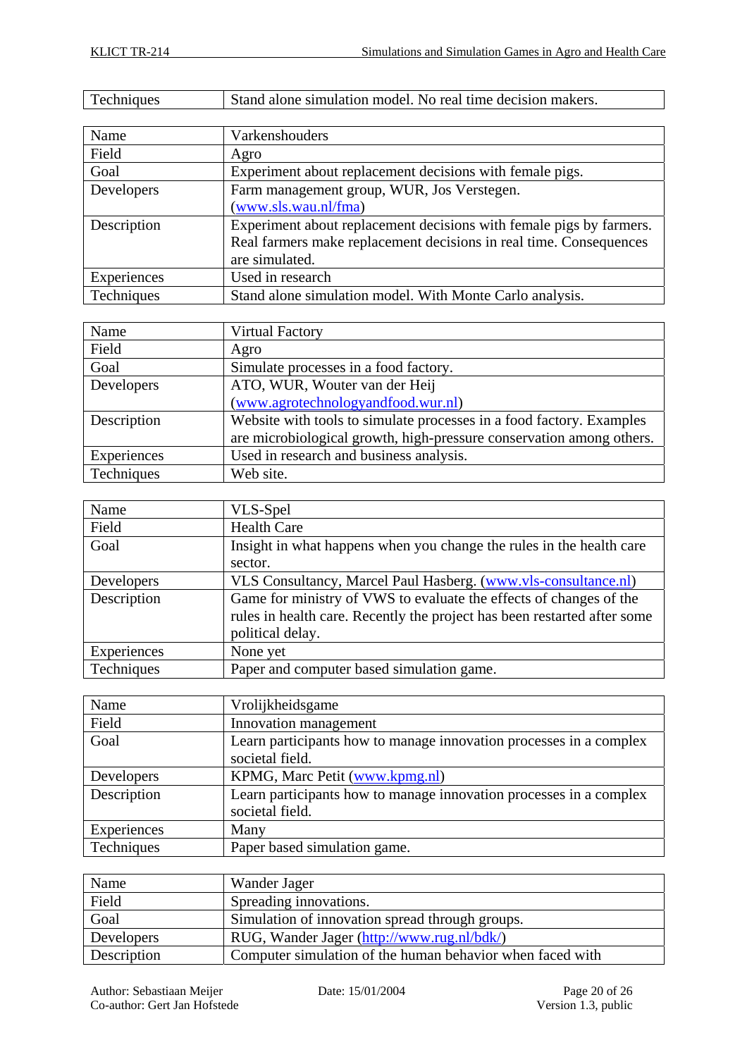| Techniques | Stand alone simulation model. No real time decision makers. |
|---|---|

| Name | Varkenshouders |
|---|---|
| Field | Agro |
| Goal | Experiment about replacement decisions with female pigs. |
| Developers | Farm management group, WUR, Jos Verstegen. (www.sls.wau.nl/fma) |
| Description | Experiment about replacement decisions with female pigs by farmers. Real farmers make replacement decisions in real time. Consequences are simulated. |
| Experiences | Used in research |
| Techniques | Stand alone simulation model. With Monte Carlo analysis. |

| Name | Virtual Factory |
|---|---|
| Field | Agro |
| Goal | Simulate processes in a food factory. |
| Developers | ATO, WUR, Wouter van der Heij (www.agrotechnologyandfood.wur.nl) |
| Description | Website with tools to simulate processes in a food factory. Examples are microbiological growth, high-pressure conservation among others. |
| Experiences | Used in research and business analysis. |
| Techniques | Web site. |

| Name | VLS-Spel |
|---|---|
| Field | Health Care |
| Goal | Insight in what happens when you change the rules in the health care sector. |
| Developers | VLS Consultancy, Marcel Paul Hasberg. (www.vls-consultance.nl) |
| Description | Game for ministry of VWS to evaluate the effects of changes of the rules in health care. Recently the project has been restarted after some political delay. |
| Experiences | None yet |
| Techniques | Paper and computer based simulation game. |

| Name | Vrolijkheidsgame |
|---|---|
| Field | Innovation management |
| Goal | Learn participants how to manage innovation processes in a complex societal field. |
| Developers | KPMG, Marc Petit (www.kpmg.nl) |
| Description | Learn participants how to manage innovation processes in a complex societal field. |
| Experiences | Many |
| Techniques | Paper based simulation game. |

| Name | Wander Jager |
|---|---|
| Field | Spreading innovations. |
| Goal | Simulation of innovation spread through groups. |
| Developers | RUG, Wander Jager (http://www.rug.nl/bdk/) |
| Description | Computer simulation of the human behavior when faced with |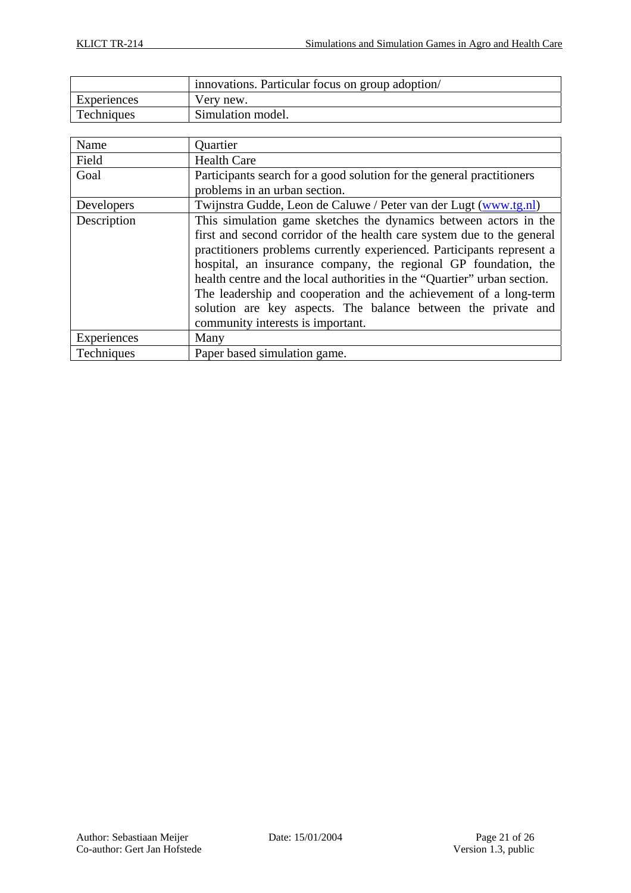| | |
|---|---|
| | innovations. Particular focus on group adoption/ |
| Experiences | Very new. |
| Techniques | Simulation model. |

| Name | Quartier |
|---|---|
| Field | Health Care |
| Goal | Participants search for a good solution for the general practitioners problems in an urban section. |
| Developers | Twijnstra Gudde, Leon de Caluwe / Peter van der Lugt (www.tg.nl) |
| Description | This simulation game sketches the dynamics between actors in the first and second corridor of the health care system due to the general practitioners problems currently experienced. Participants represent a hospital, an insurance company, the regional GP foundation, the health centre and the local authorities in the "Quartier" urban section. The leadership and cooperation and the achievement of a long-term solution are key aspects. The balance between the private and community interests is important. |
| Experiences | Many |
| Techniques | Paper based simulation game. |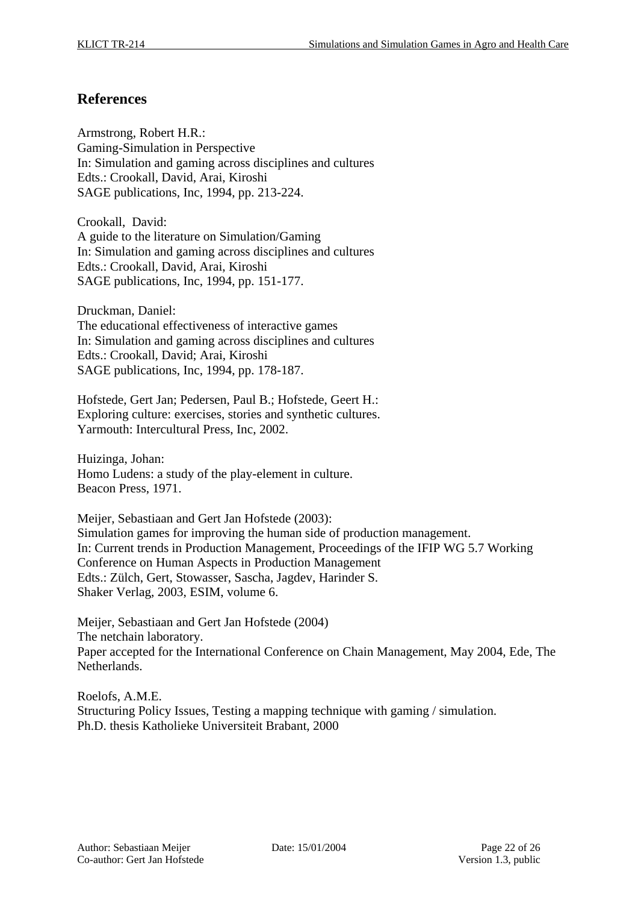## References

Armstrong, Robert H.R.:
Gaming-Simulation in Perspective
In: Simulation and gaming across disciplines and cultures
Edts.: Crookall, David, Arai, Kiroshi
SAGE publications, Inc, 1994, pp. 213-224.

Crookall, David:
A guide to the literature on Simulation/Gaming
In: Simulation and gaming across disciplines and cultures
Edts.: Crookall, David, Arai, Kiroshi
SAGE publications, Inc, 1994, pp. 151-177.

Druckman, Daniel:
The educational effectiveness of interactive games
In: Simulation and gaming across disciplines and cultures
Edts.: Crookall, David; Arai, Kiroshi
SAGE publications, Inc, 1994, pp. 178-187.

Hofstede, Gert Jan; Pedersen, Paul B.; Hofstede, Geert H.:
Exploring culture: exercises, stories and synthetic cultures.
Yarmouth: Intercultural Press, Inc, 2002.

Huizinga, Johan:
Homo Ludens: a study of the play-element in culture.
Beacon Press, 1971.

Meijer, Sebastiaan and Gert Jan Hofstede (2003):
Simulation games for improving the human side of production management.
In: Current trends in Production Management, Proceedings of the IFIP WG 5.7 Working Conference on Human Aspects in Production Management
Edts.: Zülch, Gert, Stowasser, Sascha, Jagdev, Harinder S.
Shaker Verlag, 2003, ESIM, volume 6.

Meijer, Sebastiaan and Gert Jan Hofstede (2004)
The netchain laboratory.
Paper accepted for the International Conference on Chain Management, May 2004, Ede, The Netherlands.

Roelofs, A.M.E.
Structuring Policy Issues, Testing a mapping technique with gaming / simulation.
Ph.D. thesis Katholieke Universiteit Brabant, 2000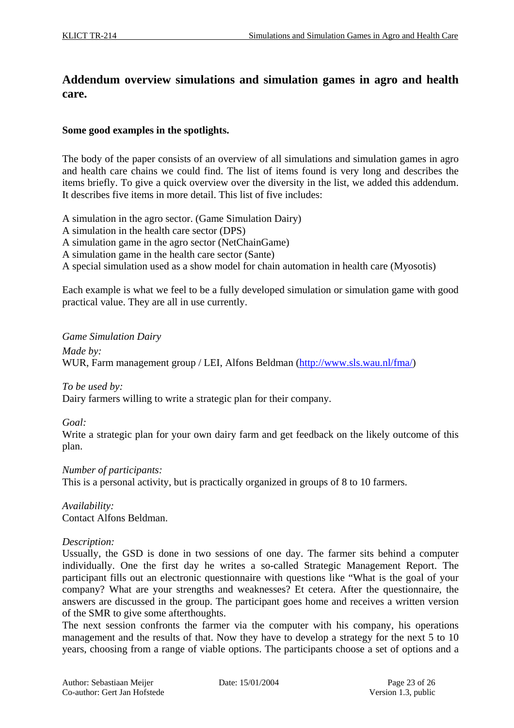## Addendum overview simulations and simulation games in agro and health care.

**Some good examples in the spotlights.**

The body of the paper consists of an overview of all simulations and simulation games in agro and health care chains we could find. The list of items found is very long and describes the items briefly. To give a quick overview over the diversity in the list, we added this addendum. It describes five items in more detail. This list of five includes:

A simulation in the agro sector. (Game Simulation Dairy)
A simulation in the health care sector (DPS)
A simulation game in the agro sector (NetChainGame)
A simulation game in the health care sector (Sante)
A special simulation used as a show model for chain automation in health care (Myosotis)

Each example is what we feel to be a fully developed simulation or simulation game with good practical value. They are all in use currently.

*Game Simulation Dairy*

*Made by:*
WUR, Farm management group / LEI, Alfons Beldman (http://www.sls.wau.nl/fma/)

*To be used by:*
Dairy farmers willing to write a strategic plan for their company.

*Goal:*
Write a strategic plan for your own dairy farm and get feedback on the likely outcome of this plan.

*Number of participants:*
This is a personal activity, but is practically organized in groups of 8 to 10 farmers.

*Availability:*
Contact Alfons Beldman.

*Description:*
Ussually, the GSD is done in two sessions of one day. The farmer sits behind a computer individually. One the first day he writes a so-called Strategic Management Report. The participant fills out an electronic questionnaire with questions like "What is the goal of your company? What are your strengths and weaknesses? Et cetera. After the questionnaire, the answers are discussed in the group. The participant goes home and receives a written version of the SMR to give some afterthoughts.
The next session confronts the farmer via the computer with his company, his operations management and the results of that. Now they have to develop a strategy for the next 5 to 10 years, choosing from a range of viable options. The participants choose a set of options and a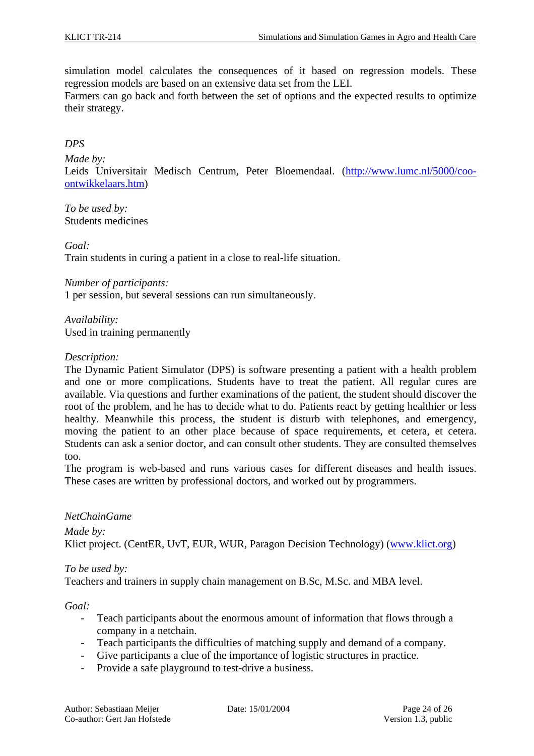simulation model calculates the consequences of it based on regression models. These regression models are based on an extensive data set from the LEI.
Farmers can go back and forth between the set of options and the expected results to optimize their strategy.

*DPS*

*Made by:*
Leids Universitair Medisch Centrum, Peter Bloemendaal. ([http://www.lumc.nl/5000/coo-ontwikkelaars.htm](http://www.lumc.nl/5000/coo-ontwikkelaars.htm))

*To be used by:*
Students medicines

*Goal:*
Train students in curing a patient in a close to real-life situation.

*Number of participants:*
1 per session, but several sessions can run simultaneously.

*Availability:*
Used in training permanently

*Description:*
The Dynamic Patient Simulator (DPS) is software presenting a patient with a health problem and one or more complications. Students have to treat the patient. All regular cures are available. Via questions and further examinations of the patient, the student should discover the root of the problem, and he has to decide what to do. Patients react by getting healthier or less healthy. Meanwhile this process, the student is disturb with telephones, and emergency, moving the patient to an other place because of space requirements, et cetera, et cetera. Students can ask a senior doctor, and can consult other students. They are consulted themselves too.
The program is web-based and runs various cases for different diseases and health issues. These cases are written by professional doctors, and worked out by programmers.

*NetChainGame*

*Made by:*
Klict project. (CentER, UvT, EUR, WUR, Paragon Decision Technology) ([www.klict.org](http://www.klict.org))

*To be used by:*
Teachers and trainers in supply chain management on B.Sc, M.Sc. and MBA level.

*Goal:*
- Teach participants about the enormous amount of information that flows through a company in a netchain.
- Teach participants the difficulties of matching supply and demand of a company.
- Give participants a clue of the importance of logistic structures in practice.
- Provide a safe playground to test-drive a business.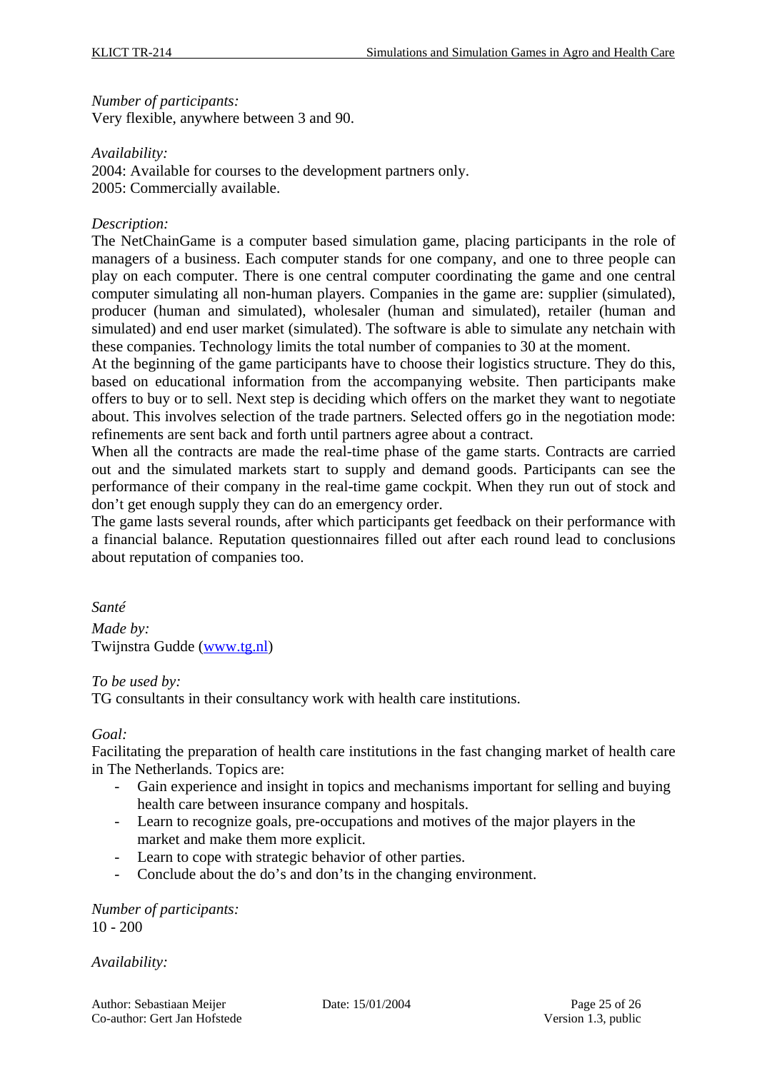*Number of participants:*
Very flexible, anywhere between 3 and 90.

*Availability:*
2004: Available for courses to the development partners only.
2005: Commercially available.

*Description:*
The NetChainGame is a computer based simulation game, placing participants in the role of managers of a business. Each computer stands for one company, and one to three people can play on each computer. There is one central computer coordinating the game and one central computer simulating all non-human players. Companies in the game are: supplier (simulated), producer (human and simulated), wholesaler (human and simulated), retailer (human and simulated) and end user market (simulated). The software is able to simulate any netchain with these companies. Technology limits the total number of companies to 30 at the moment.
At the beginning of the game participants have to choose their logistics structure. They do this, based on educational information from the accompanying website. Then participants make offers to buy or to sell. Next step is deciding which offers on the market they want to negotiate about. This involves selection of the trade partners. Selected offers go in the negotiation mode: refinements are sent back and forth until partners agree about a contract.
When all the contracts are made the real-time phase of the game starts. Contracts are carried out and the simulated markets start to supply and demand goods. Participants can see the performance of their company in the real-time game cockpit. When they run out of stock and don't get enough supply they can do an emergency order.
The game lasts several rounds, after which participants get feedback on their performance with a financial balance. Reputation questionnaires filled out after each round lead to conclusions about reputation of companies too.

*Santé*

*Made by:*
Twijnstra Gudde (www.tg.nl)

*To be used by:*
TG consultants in their consultancy work with health care institutions.

*Goal:*
Facilitating the preparation of health care institutions in the fast changing market of health care in The Netherlands. Topics are:

- Gain experience and insight in topics and mechanisms important for selling and buying health care between insurance company and hospitals.
- Learn to recognize goals, pre-occupations and motives of the major players in the market and make them more explicit.
- Learn to cope with strategic behavior of other parties.
- Conclude about the do's and don'ts in the changing environment.

*Number of participants:*
10 - 200

*Availability:*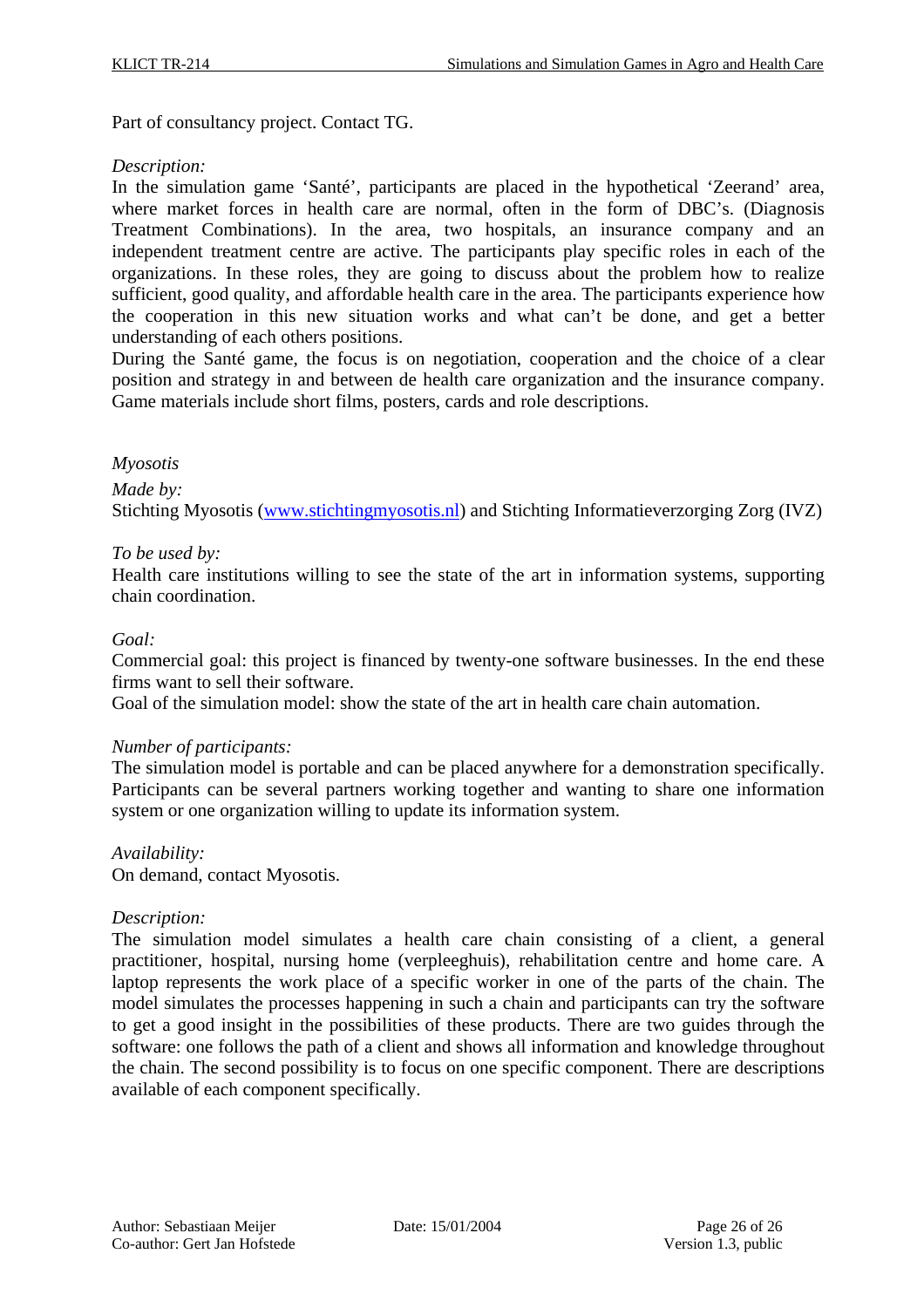Part of consultancy project. Contact TG.

*Description:*

In the simulation game 'Santé', participants are placed in the hypothetical 'Zeerand' area, where market forces in health care are normal, often in the form of DBC's. (Diagnosis Treatment Combinations). In the area, two hospitals, an insurance company and an independent treatment centre are active. The participants play specific roles in each of the organizations. In these roles, they are going to discuss about the problem how to realize sufficient, good quality, and affordable health care in the area. The participants experience how the cooperation in this new situation works and what can't be done, and get a better understanding of each others positions.

During the Santé game, the focus is on negotiation, cooperation and the choice of a clear position and strategy in and between de health care organization and the insurance company. Game materials include short films, posters, cards and role descriptions.

*Myosotis*

*Made by:*

Stichting Myosotis (www.stichtingmyosotis.nl) and Stichting Informatieverzorging Zorg (IVZ)

*To be used by:*

Health care institutions willing to see the state of the art in information systems, supporting chain coordination.

*Goal:*

Commercial goal: this project is financed by twenty-one software businesses. In the end these firms want to sell their software.

Goal of the simulation model: show the state of the art in health care chain automation.

*Number of participants:*

The simulation model is portable and can be placed anywhere for a demonstration specifically. Participants can be several partners working together and wanting to share one information system or one organization willing to update its information system.

*Availability:*

On demand, contact Myosotis.

*Description:*

The simulation model simulates a health care chain consisting of a client, a general practitioner, hospital, nursing home (verpleeghuis), rehabilitation centre and home care. A laptop represents the work place of a specific worker in one of the parts of the chain. The model simulates the processes happening in such a chain and participants can try the software to get a good insight in the possibilities of these products. There are two guides through the software: one follows the path of a client and shows all information and knowledge throughout the chain. The second possibility is to focus on one specific component. There are descriptions available of each component specifically.